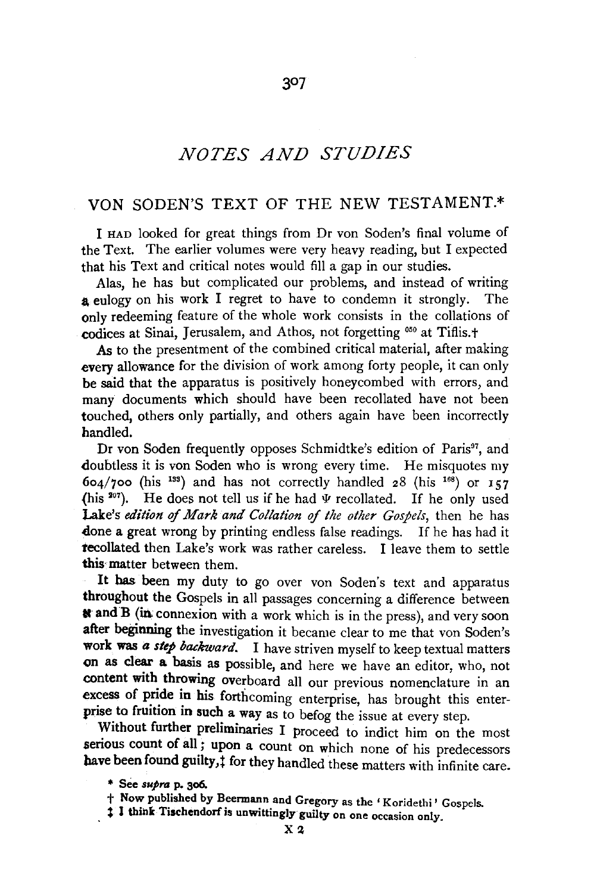# NOTES AND STUDIES

## VON SODEN'S TEXT OF THE NEW TESTAMENT.*

I HAD looked for great things from Dr von Soden's final volume of the Text. The earlier volumes were very heavy reading, but I expected that his Text and critical notes would fill a gap in our studies.

Alas, he has but complicated our problems, and instead of writing a eulogy on his work I regret to have to condemn it strongly. The only redeeming feature of the whole work consists in the collations of codices at Sinai, Jerusalem, and Athos, not forgetting [050] at Tiflis.†

As to the presentment of the combined critical material, after making every allowance for the division of work among forty people, it can only be said that the apparatus is positively honeycombed with errors, and many documents which should have been recollated have not been touched, others only partially, and others again have been incorrectly handled.

Dr von Soden frequently opposes Schmidtke's edition of Paris[97], and doubtless it is von Soden who is wrong every time. He misquotes my 604/700 (his [133]) and has not correctly handled 28 (his [168]) or 157 (his [207]). He does not tell us if he had Ψ recollated. If he only used Lake's *edition of Mark and Collation of the other Gospels*, then he has done a great wrong by printing endless false readings. If he has had it recollated then Lake's work was rather careless. I leave them to settle this matter between them.

It has been my duty to go over von Soden's text and apparatus throughout the Gospels in all passages concerning a difference between ℵ and B (in connexion with a work which is in the press), and very soon after beginning the investigation it became clear to me that von Soden's work was *a step backward*. I have striven myself to keep textual matters on as clear a basis as possible, and here we have an editor, who, not content with throwing overboard all our previous nomenclature in an excess of pride in his forthcoming enterprise, has brought this enterprise to fruition in such a way as to befog the issue at every step.

Without further preliminaries I proceed to indict him on the most serious count of all; upon a count on which none of his predecessors have been found guilty,‡ for they handled these matters with infinite care.

\* See *supra* p. 306.

† Now published by Beermann and Gregory as the 'Koridethi' Gospels.

‡ I think Tischendorf is unwittingly guilty on one occasion only.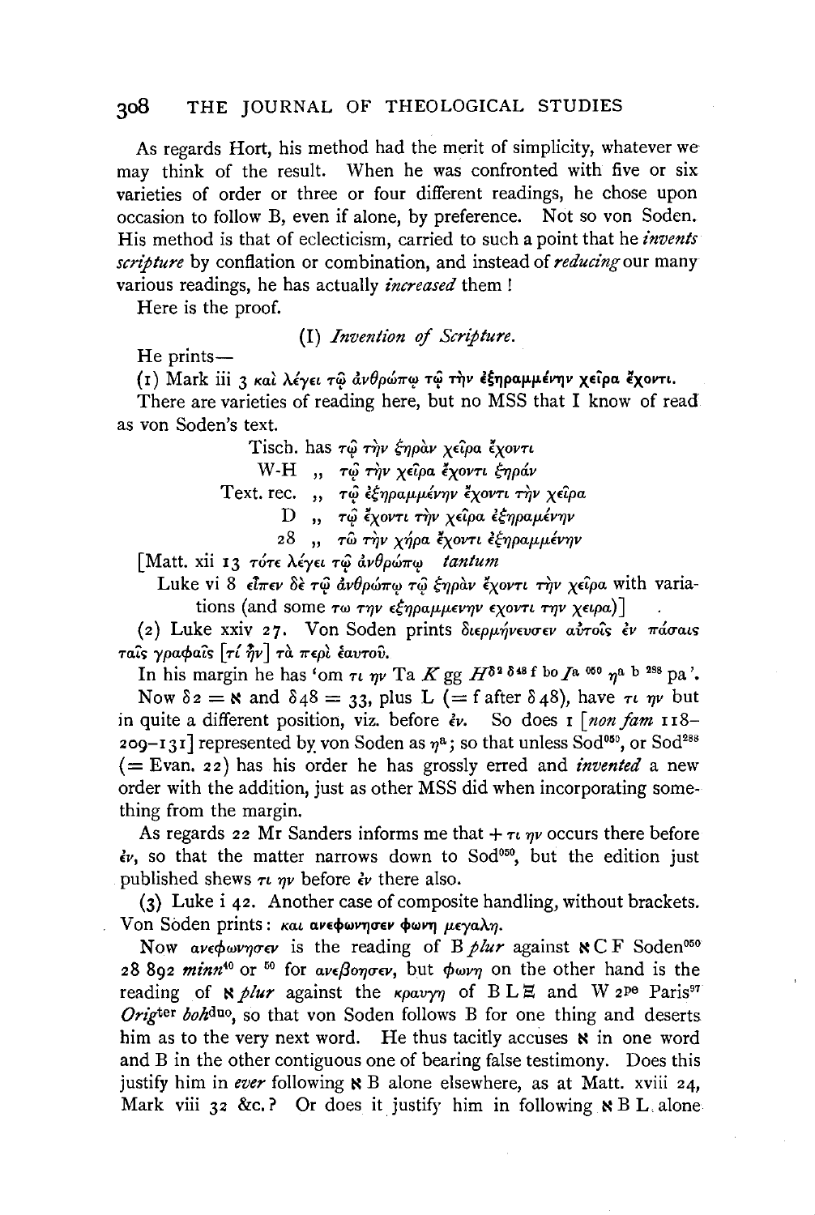As regards Hort, his method had the merit of simplicity, whatever we may think of the result. When he was confronted with five or six varieties of order or three or four different readings, he chose upon occasion to follow B, even if alone, by preference. Not so von Soden. His method is that of eclecticism, carried to such a point that he *invents scripture* by conflation or combination, and instead of *reducing* our many various readings, he has actually *increased* them!

Here is the proof.

(I) *Invention of Scripture.*

He prints—

(1) Mark iii 3 καὶ λέγει τῷ ἀνθρώπῳ τῷ τὴν ἐξηραμμένην χεῖρα ἔχοντι.

There are varieties of reading here, but no MSS that I know of read as von Soden's text.

Tisch. has τῷ τὴν ξηρὰν χεῖρα ἔχοντι
W-H „ τῷ τὴν χεῖρα ἔχοντι ξηράν
Text. rec. „ τῷ ἐξηραμμένην ἔχοντι τὴν χεῖρα
D „ τῷ ἔχοντι τὴν χεῖρα ἐξηραμένην
28 „ τῶ τὴν χήρα ἔχοντι ἐξηραμμένην

[Matt. xii 13 τότε λέγει τῷ ἀνθρώπῳ *tantum*

Luke vi 8 εἶπεν δὲ τῷ ἀνθρώπῳ τῷ ξηρὰν ἔχοντι τὴν χεῖρα with variations (and some τω την εξηραμμενην εχοντι την χειρα)]

(2) Luke xxiv 27. Von Soden prints διερμήνευσεν αὐτοῖς ἐν πάσαις ταῖς γραφαῖς [τί ἦν] τὰ περὶ ἑαυτοῦ.

In his margin he has 'om τι ην Ta *K* gg $H^{\delta 2\ \delta 48}$ f bo $I^{a\ 050}$ $\eta^{a}$ b $^{288}$ pa'.

Now δ2 = ℵ and δ48 = 33, plus L (= f after δ48), have τι ην but in quite a different position, viz. before ἐν. So does 1 [*non fam* 118–209–131] represented by von Soden as $\eta^{a}$; so that unless Sod$^{050}$, or Sod$^{288}$ (= Evan. 22) has his order he has grossly erred and *invented* a new order with the addition, just as other MSS did when incorporating something from the margin.

As regards 22 Mr Sanders informs me that + τι ην occurs there before ἐν, so that the matter narrows down to Sod$^{050}$, but the edition just published shews τι ην before ἐν there also.

(3) Luke i 42. Another case of composite handling, without brackets. Von Soden prints: και ανεφωνησεν φωνη μεγαλη.

Now ανεφωνησεν is the reading of B *plur* against ℵ C F Soden$^{050}$ 28 892 *minn*$^{40}$ or $^{50}$ for ανεβοησεν, but φωνη on the other hand is the reading of ℵ *plur* against the κραυγη of B L Ξ and W 2$^{pe}$ Paris$^{97}$ *Orig*$^{ter}$ *boh*$^{duo}$, so that von Soden follows B for one thing and deserts him as to the very next word. He thus tacitly accuses ℵ in one word and B in the other contiguous one of bearing false testimony. Does this justify him in *ever* following ℵ B alone elsewhere, as at Matt. xviii 24, Mark viii 32 &c.? Or does it justify him in following ℵ B L alone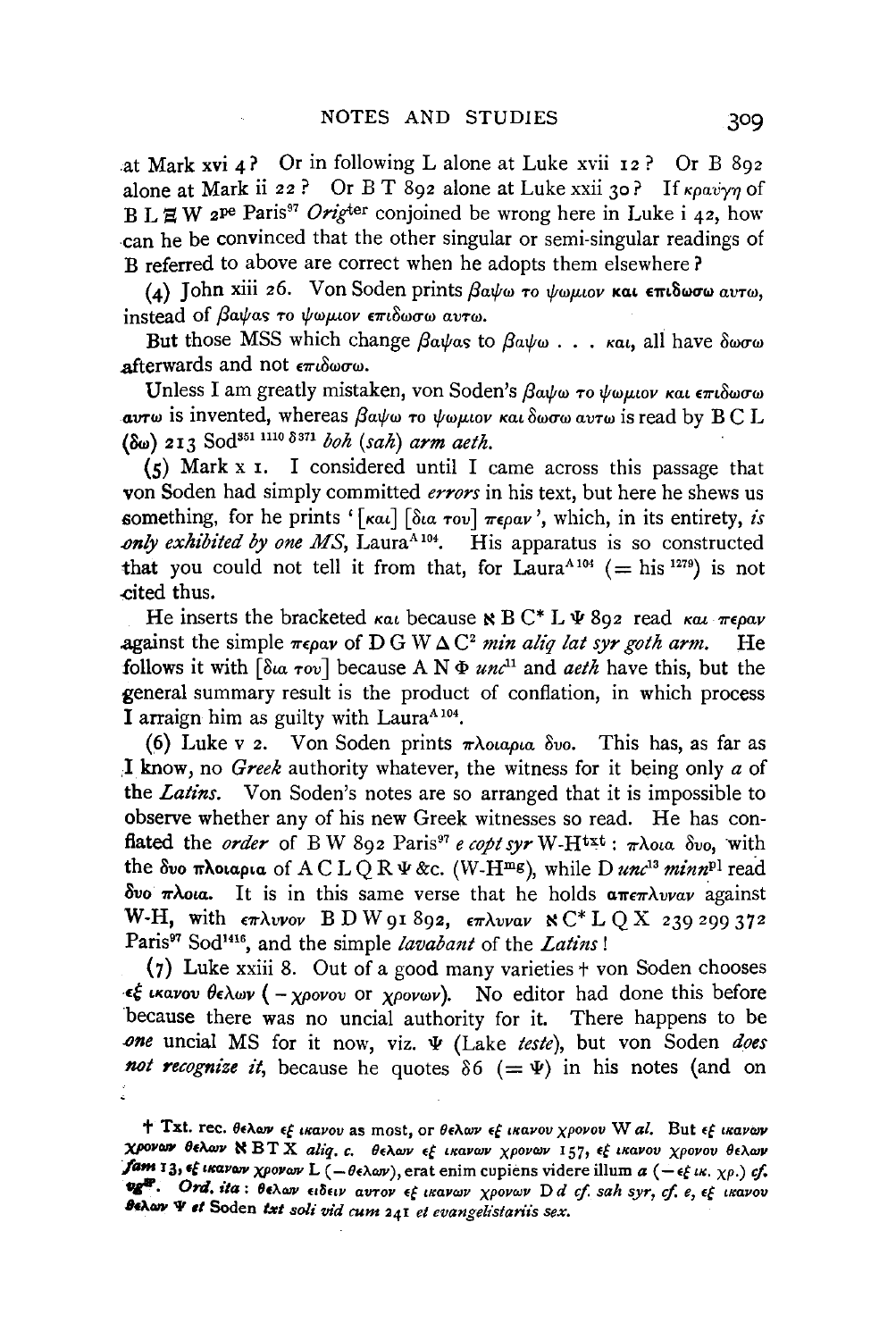at Mark xvi 4? Or in following L alone at Luke xvii 12? Or B 892 alone at Mark ii 22? Or B T 892 alone at Luke xxii 30? If κραυγη of B L Ξ W 2pe Paris[97] *Orig*ter conjoined be wrong here in Luke i 42, how can he be convinced that the other singular or semi-singular readings of B referred to above are correct when he adopts them elsewhere?

(4) John xiii 26. Von Soden prints βαψω το ψωμιον **και** επιδωσω αυτω, instead of βαψας το ψωμιον επιδωσω αυτω.

But those MSS which change βαψας to βαψω . . . και, all have δωσω afterwards and not επιδωσω.

Unless I am greatly mistaken, von Soden's βαψω το ψωμιον και επιδωσω αυτω is invented, whereas βαψω το ψωμιον και δωσω αυτω is read by B C L (δω) 213 Sod[351 1110 δ371] *boh* (*sah*) *arm aeth.*

(5) Mark x 1. I considered until I came across this passage that von Soden had simply committed *errors* in his text, but here he shews us something, for he prints '[και] [δια του] περαν', which, in its entirety, *is only exhibited by one MS*, Laura[A 104]. His apparatus is so constructed that you could not tell it from that, for Laura[A 104] (= his [1279]) is not cited thus.

He inserts the bracketed και because ℵ B C* L Ψ 892 read και περαν against the simple περαν of D G W Δ C² *min aliq lat syr goth arm.* He follows it with [δια του] because A N Φ *unc*[11] and *aeth* have this, but the general summary result is the product of conflation, in which process I arraign him as guilty with Laura[A 104].

(6) Luke v 2. Von Soden prints πλοιαρια δυο. This has, as far as I know, no *Greek* authority whatever, the witness for it being only *a* of the *Latins*. Von Soden's notes are so arranged that it is impossible to observe whether any of his new Greek witnesses so read. He has conflated the *order* of B W 892 Paris[97] *e copt syr* W-H[txt]: πλοια δυο, with the δυο πλοιαρια of A C L Q R Ψ &c. (W-H[mg]), while D *unc*[13] *minn*[pl] read δυο πλοια. It is in this same verse that he holds **απεπλυναν** against W-H, with επλυνον B D W 91 892, επλυναν ℵ C* L Q X 239 299 372 Paris[97] Sod[1416], and the simple *lavabant* of the *Latins*!

(7) Luke xxiii 8. Out of a good many varieties † von Soden chooses εξ ικανου θελων (– χρονου or χρονων). No editor had done this before because there was no uncial authority for it. There happens to be *one* uncial MS for it now, viz. Ψ (Lake *teste*), but von Soden *does not recognize it*, because he quotes δ6 (= Ψ) in his notes (and on

---

† Txt. rec. θελων εξ ικανου as most, or θελων εξ ικανου χρονου W *al.* But εξ ικανων χρονων θελων ℵ B T X *aliq. c.* θελων εξ ικανων χρονων 157, εξ ικανου χρονου θελων *fam* 13, εξ ικανων χρονων L (– θελων), erat enim cupiens videre illum *a* (– εξ ικ. χρ.) *cf.* *vg*[W]. *Ord. ita*: θελων ειδειν αυτον εξ ικανων χρονων D *d cf. sah syr, cf. e,* εξ ικανου θελων Ψ *et* Soden *txt soli vid cum* 241 *et evangelistariis sex.*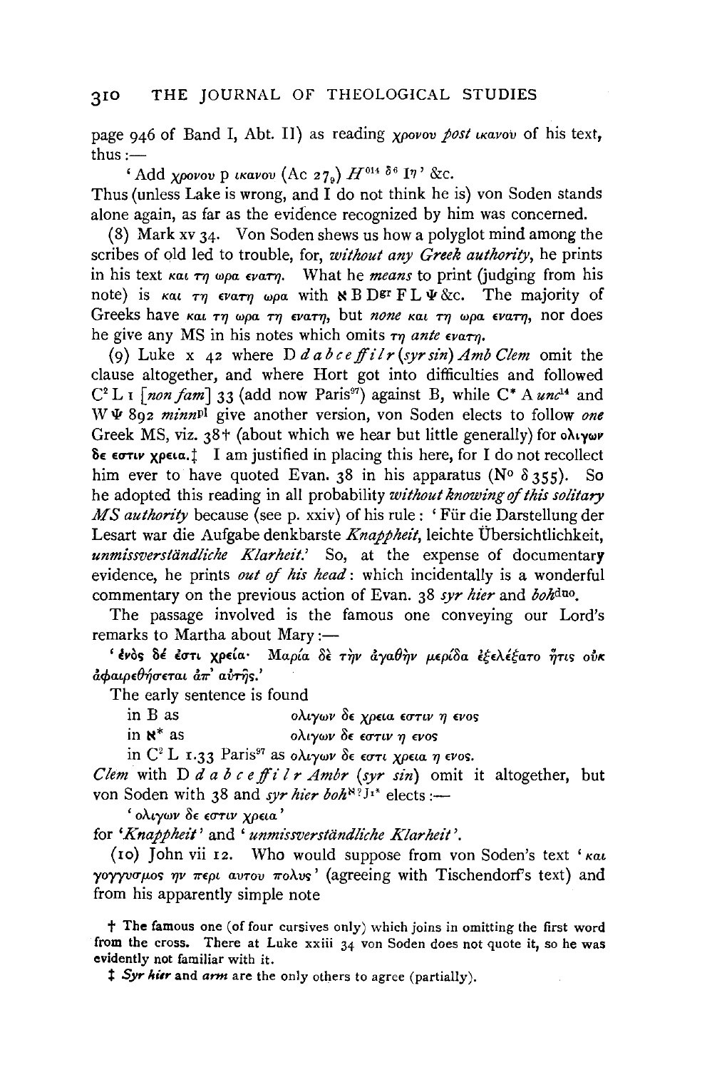page 946 of Band I, Abt. II) as reading χρονου *post* ικανου of his text, thus:—

'Add χρονου p ικανου (Ac $27_9$) $H^{014}$ $^{δ6}$ Iη' &c.

Thus (unless Lake is wrong, and I do not think he is) von Soden stands alone again, as far as the evidence recognized by him was concerned.

(8) Mark xv 34. Von Soden shews us how a polyglot mind among the scribes of old led to trouble, for, *without any Greek authority*, he prints in his text και τη ωρα εvατη. What he *means* to print (judging from his note) is και τη εvατη ωρα with ℵ B D^gr F L Ψ &c. The majority of Greeks have και τη ωρα τη εvατη, but *none* και τη ωρα εvατη, nor does he give any MS in his notes which omits τη *ante* εvατη.

(9) Luke x 42 where D *d a b c e ff i l r* (*syr sin*) *Amb Clem* omit the clause altogether, and where Hort got into difficulties and followed C² L 1 [*non fam*] 33 (add now Paris[97]) against B, while C* A *unc*[14] and W Ψ 892 *minn*[pl] give another version, von Soden elects to follow *one* Greek MS, viz. 38† (about which we hear but little generally) for **ολιγων δε εστιν χρεια**.‡ I am justified in placing this here, for I do not recollect him ever to have quoted Evan. 38 in his apparatus (N° δ 355). So he adopted this reading in all probability *without knowing of this solitary MS authority* because (see p. xxiv) of his rule: 'Für die Darstellung der Lesart war die Aufgabe denkbarste *Knappheit*, leichte Übersichtlichkeit, *unmissverständliche Klarheit*.' So, at the expense of documentary evidence, he prints *out of his head*: which incidentally is a wonderful commentary on the previous action of Evan. 38 *syr hier* and *boh*[duo].

The passage involved is the famous one conveying our Lord's remarks to Martha about Mary:—

'ἑνὸς δέ ἐστι χρεία· Μαρία δὲ τὴν ἀγαθὴν μερίδα ἐξελέξατο ἥτις οὐκ ἀφαιρεθήσεται ἀπ' αὐτῆς.'

The early sentence is found

in B as ολιγων δε χρεια εστιν η ενος

in ℵ* as ολιγων δε εστιν η ενος

in C² L 1.33 Paris[97] as ολιγων δε εστι χρεια η ενος.

*Clem* with D *d a b c e ff i l r Ambr* (*syr sin*) omit it altogether, but von Soden with 38 and *syr hier boh*[ℵ? J1*] elects:—

'ολιγων δε εστιν χρεια'

for '*Knappheit*' and '*unmissverständliche Klarheit*'.

(10) John vii 12. Who would suppose from von Soden's text 'και γογγυσμος ην περι αυτου πολυς' (agreeing with Tischendorf's text) and from his apparently simple note

† The famous one (of four cursives only) which joins in omitting the first word from the cross. There at Luke xxiii 34 von Soden does not quote it, so he was evidently not familiar with it.

‡ *Syr hier* and *arm* are the only others to agree (partially).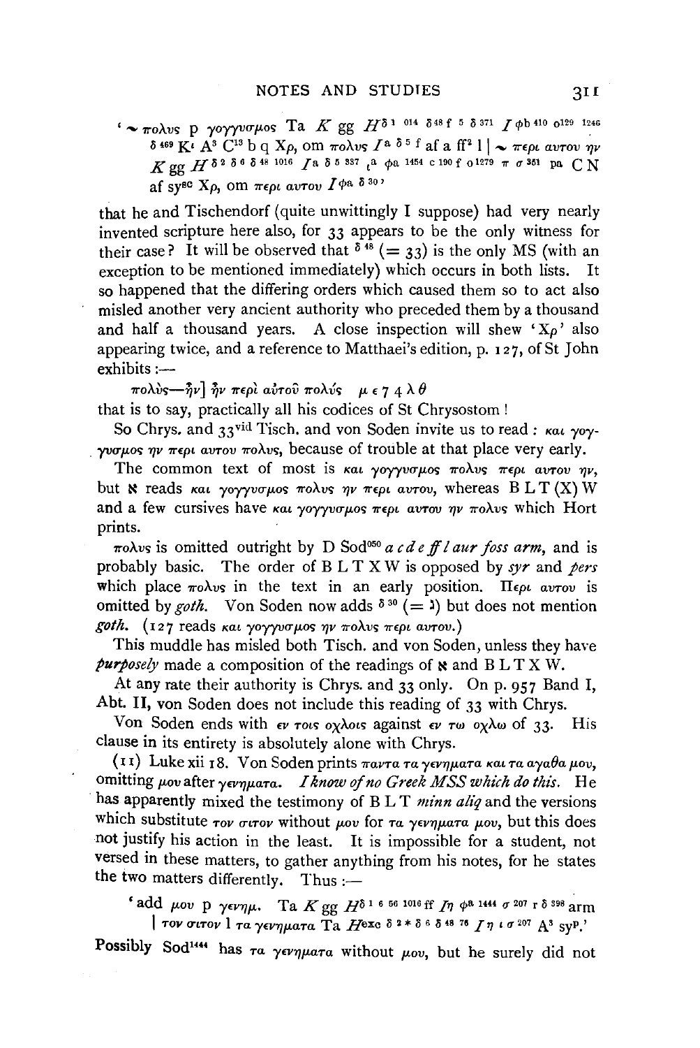'∼ πολυς p γογγυσμος Ta *K* gg *H*δ 1 014 δ 48 f 5 δ 371 *I* φb 410 o129 1246 δ 469 Kι A3 C13 b q Xρ, om πολυς *I*a δ 5 f af a ff2 l | ∼ περι αυτου ην *K* gg *H* δ 2 δ 6 δ 48 1016 *I*a δ 5 337 ιa φa 1454 c 190 f o1279 π σ 351 pa C N af sysc Xρ, om περι αυτου *I*φa δ 30'

that he and Tischendorf (quite unwittingly I suppose) had very nearly invented scripture here also, for 33 appears to be the only witness for their case? It will be observed that δ 48 (= 33) is the only MS (with an exception to be mentioned immediately) which occurs in both lists. It so happened that the differing orders which caused them so to act also misled another very ancient authority who preceded them by a thousand and half a thousand years. A close inspection will shew 'Xρ' also appearing twice, and a reference to Matthaei's edition, p. 127, of St John exhibits :—

πολὺς—ἦν] ἦν περὶ αὐτοῦ πολύς   μ ε 7 4 λ θ

that is to say, practically all his codices of St Chrysostom !

So Chrys. and 33vid Tisch. and von Soden invite us to read : και γογγυσμος ην περι αυτου πολυς, because of trouble at that place very early.

The common text of most is και γογγυσμος πολυς περι αυτου ην, but ℵ reads και γογγυσμος πολυς ην περι αυτου, whereas B L T (X) W and a few cursives have και γογγυσμος περι αυτου ην πολυς which Hort prints.

πολυς is omitted outright by D Sod050 *a c d e ff l aur foss arm*, and is probably basic. The order of B L T X W is opposed by *syr* and *pers* which place πολυς in the text in an early position. Περι αυτου is omitted by *goth*. Von Soden now adds δ 30 (= ℶ) but does not mention *goth*. (127 reads και γογγυσμος ην πολυς περι αυτου.)

This muddle has misled both Tisch. and von Soden, unless they have *purposely* made a composition of the readings of ℵ and B L T X W.

At any rate their authority is Chrys. and 33 only. On p. 957 Band I, Abt. II, von Soden does not include this reading of 33 with Chrys.

Von Soden ends with εν τοις οχλοις against εν τω οχλω of 33. His clause in its entirety is absolutely alone with Chrys.

(11) Luke xii 18. Von Soden prints παντα τα γενηματα και τα αγαθα μου, omitting μου after γενηματα. *I know of no Greek MSS which do this.* He has apparently mixed the testimony of B L T *minn aliq* and the versions which substitute τον σιτον without μου for τα γενηματα μου, but this does not justify his action in the least. It is impossible for a student, not versed in these matters, to gather anything from his notes, for he states the two matters differently. Thus :—

'add μου p γενημ. Ta *K* gg *H*δ 1 6 56 1016 ff *I*η φa 1444 σ 207 r δ 398 arm | τον σιτον l τα γενηματα Ta *H*exc δ 2 * δ 6 δ 48 76 *I* η ι σ 207 A3 syp.'

Possibly Sod1444 has τα γενηματα without μου, but he surely did not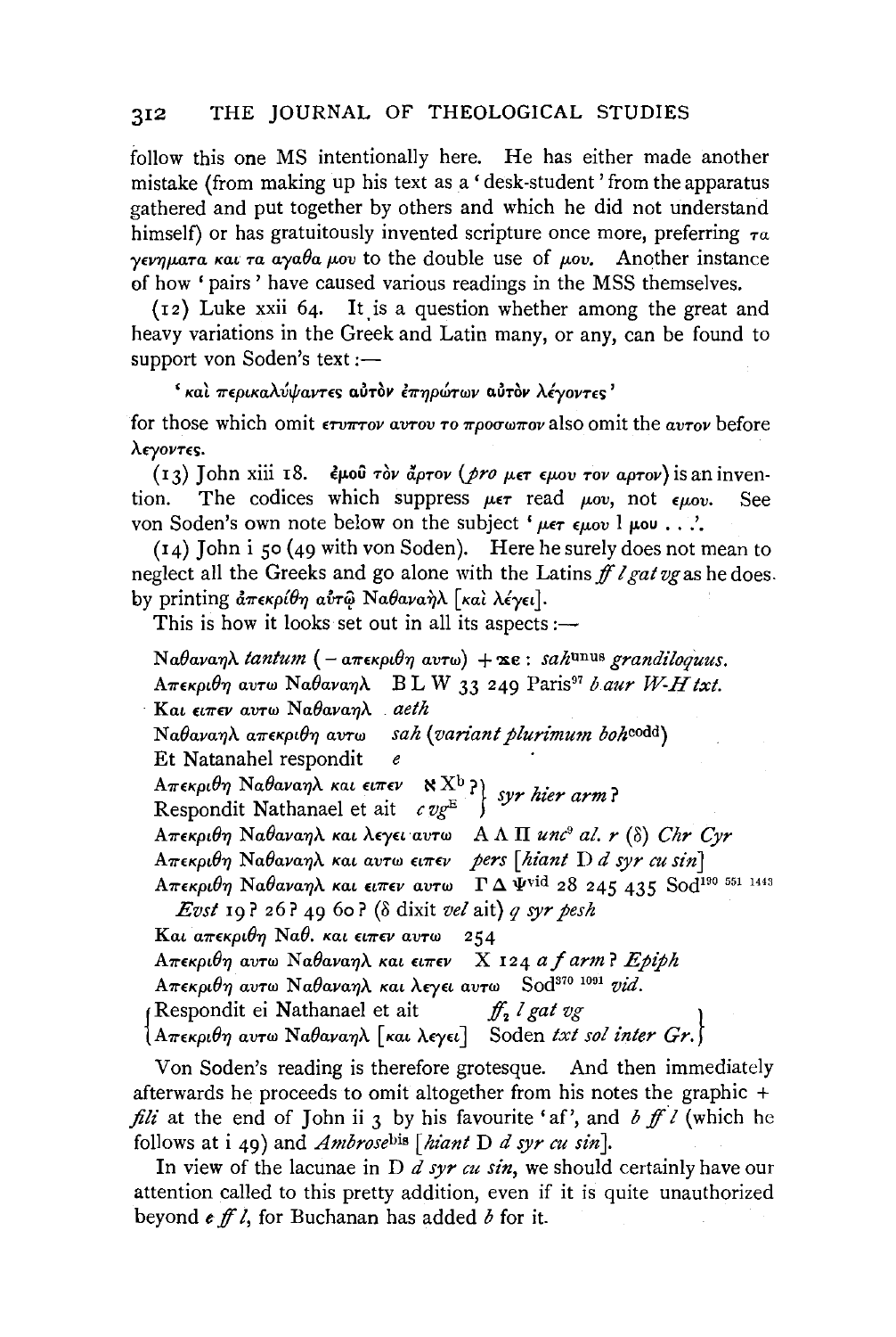follow this one MS intentionally here. He has either made another mistake (from making up his text as a 'desk-student' from the apparatus gathered and put together by others and which he did not understand himself) or has gratuitously invented scripture once more, preferring τα γενηματα και τα αγαθα μου to the double use of μου. Another instance of how 'pairs' have caused various readings in the MSS themselves.

(12) Luke xxii 64. It is a question whether among the great and heavy variations in the Greek and Latin many, or any, can be found to support von Soden's text:—

'καὶ περικαλύψαντες αὐτὸν ἐπηρώτων αὐτὸν λέγοντες'

for those which omit ετυπτον αυτου το προσωπον also omit the αυτον before λεγοντες.

(13) John xiii 18. ἐμοῦ τὸν ἄρτον (*pro* μετ εμου τον αρτον) is an invention. The codices which suppress μετ read μου, not εμου. See von Soden's own note below on the subject 'μετ εμου l μου . . .'.

(14) John i 50 (49 with von Soden). Here he surely does not mean to neglect all the Greeks and go alone with the Latins *ff l gat vg* as he does by printing ἀπεκρίθη αὐτῷ Ναθαναὴλ [καὶ λέγει].

This is how it looks set out in all its aspects:—

Ναθαναηλ *tantum* (– απεκριθη αυτω) + ϫε : *sah*^unus *grandiloquus*.
Απεκριθη αυτω Ναθαναηλ  B L W 33 249 Paris^97 *b aur W-H txt*.
Και ειπεν αυτω Ναθαναηλ  *aeth*
Ναθαναηλ απεκριθη αυτω  *sah* (*variant plurimum boh*^codd)
Et Natanahel respondit  *e*
Απεκριθη Ναθαναηλ και ειπεν  ℵ X^b ? } *syr hier arm* ?
Respondit Nathanael et ait  *c vg*^E }
Απεκριθη Ναθαναηλ και λεγει αυτω  A Λ Π *unc*^9 *al.* *r* (δ) *Chr Cyr*
Απεκριθη Ναθαναηλ και αυτω ειπεν  *pers* [*hiant* D *d syr cu sin*]
Απεκριθη Ναθαναηλ και ειπεν αυτω  Γ Δ Ψ^vid 28 245 435 Sod^190 551 1443 *Evst* 19 ? 26 ? 49 60 ? (δ dixit *vel* ait) *q syr pesh*
Και απεκριθη Ναθ. και ειπεν αυτω  254
Απεκριθη αυτω Ναθαναηλ και ειπεν  X 124 *a f arm* ? *Epiph*
Απεκριθη αυτω Ναθαναηλ και λεγει αυτω  Sod^370 1091 *vid*.
{ Respondit ei Nathanael et ait  *ff*₂ *l gat vg* }
{ Απεκριθη αυτω Ναθαναηλ [και λεγει]  Soden *txt sol inter Gr.* }

Von Soden's reading is therefore grotesque. And then immediately afterwards he proceeds to omit altogether from his notes the graphic + *fili* at the end of John ii 3 by his favourite 'af', and *b ff l* (which he follows at i 49) and *Ambrose*^bis [*hiant* D *d syr cu sin*].

In view of the lacunae in D *d syr cu sin*, we should certainly have our attention called to this pretty addition, even if it is quite unauthorized beyond *e ff l*, for Buchanan has added *b* for it.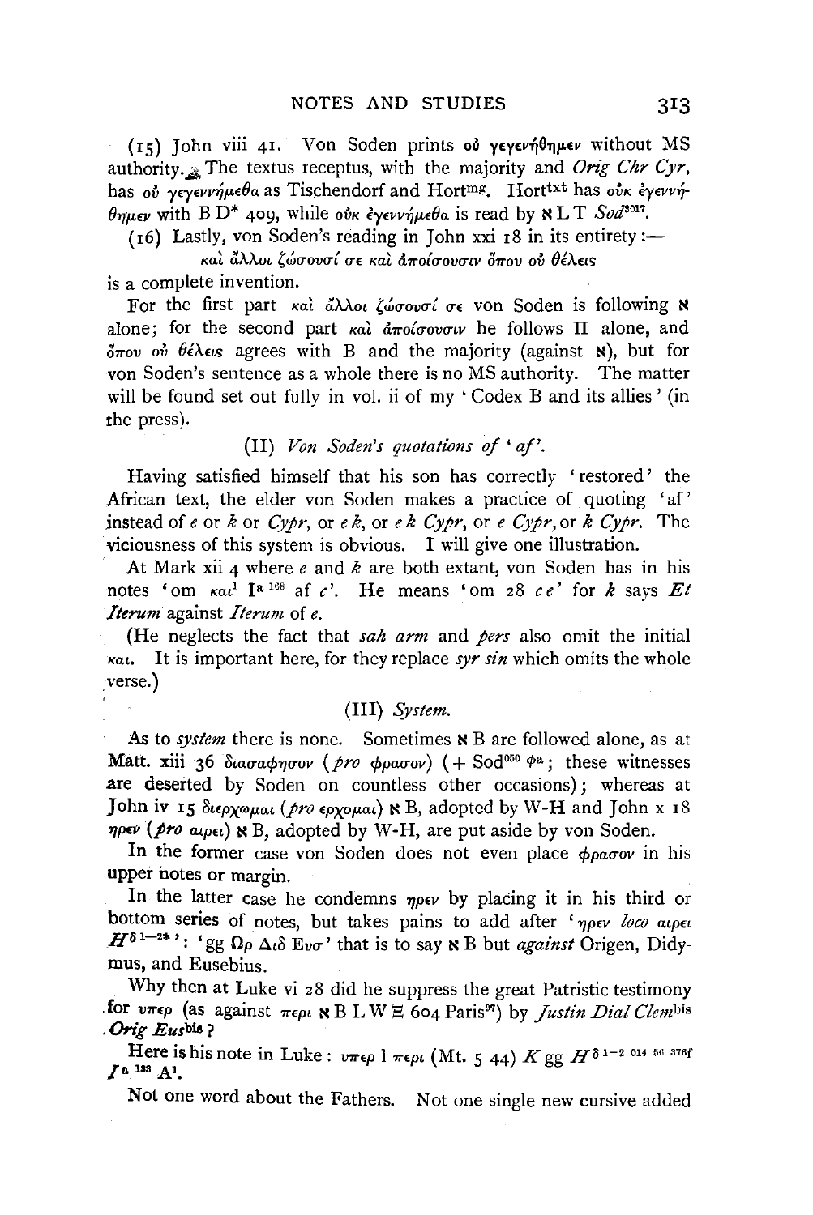(15) John viii 41. Von Soden prints οὐ γεγενήθημεν without MS authority. The textus receptus, with the majority and *Orig Chr Cyr*, has οὐ γεγεννήμεθα as Tischendorf and Hort[mg]. Hort[txt] has οὐκ ἐγεννήθημεν with B D* 409, while οὐκ ἐγεννήμεθα is read by ℵ L T *Sod*[3017].

(16) Lastly, von Soden's reading in John xxi 18 in its entirety:—

καὶ ἄλλοι ζώσουσί σε καὶ ἀποίσουσιν ὅπου οὐ θέλεις

is a complete invention.

For the first part καὶ ἄλλοι ζώσουσί σε von Soden is following ℵ alone; for the second part καὶ ἀποίσουσιν he follows Π alone, and ὅπου οὐ θέλεις agrees with B and the majority (against ℵ), but for von Soden's sentence as a whole there is no MS authority. The matter will be found set out fully in vol. ii of my 'Codex B and its allies' (in the press).

### (II) *Von Soden's quotations of 'af'.*

Having satisfied himself that his son has correctly 'restored' the African text, the elder von Soden makes a practice of quoting 'af' instead of *e* or *k* or *Cypr*, or *e k*, or *e k Cypr*, or *e Cypr*, or *k Cypr*. The viciousness of this system is obvious. I will give one illustration.

At Mark xii 4 where *e* and *k* are both extant, von Soden has in his notes 'om και[1] I[a 168] af *c*'. He means 'om 28 *c e*' for *k* says *Et Iterum* against *Iterum* of *e*.

(He neglects the fact that *sah arm* and *pers* also omit the initial και. It is important here, for they replace *syr sin* which omits the whole verse.)

### (III) *System.*

As to *system* there is none. Sometimes ℵ B are followed alone, as at Matt. xiii 36 διασαφησον (*pro* φρασον) (+ Sod[050] φ[a]; these witnesses are deserted by Soden on countless other occasions); whereas at John iv 15 διερχωμαι (*pro* ερχομαι) ℵ B, adopted by W-H and John x 18 ηρεν (*pro* αιρει) ℵ B, adopted by W-H, are put aside by von Soden.

In the former case von Soden does not even place φρασον in his upper notes or margin.

In the latter case he condemns ηρεν by placing it in his third or bottom series of notes, but takes pains to add after 'ηρεν *loco* αιρει $H^{\delta\,1-2*}$': 'gg Ωρ Διδ Ευσ' that is to say ℵ B but *against* Origen, Didymus, and Eusebius.

Why then at Luke vi 28 did he suppress the great Patristic testimony for υπερ (as against περι ℵ B L W Ξ 604 Paris[97]) by *Justin Dial Clem*[bis] *Orig Eus*[bis]?

Here is his note in Luke: υπερ l περι (Mt. 5 44) *K* gg $H^{\delta\,1-2\ 014\ 56\ 376f}$ $I^{a\ 183}$ A[1].

Not one word about the Fathers. Not one single new cursive added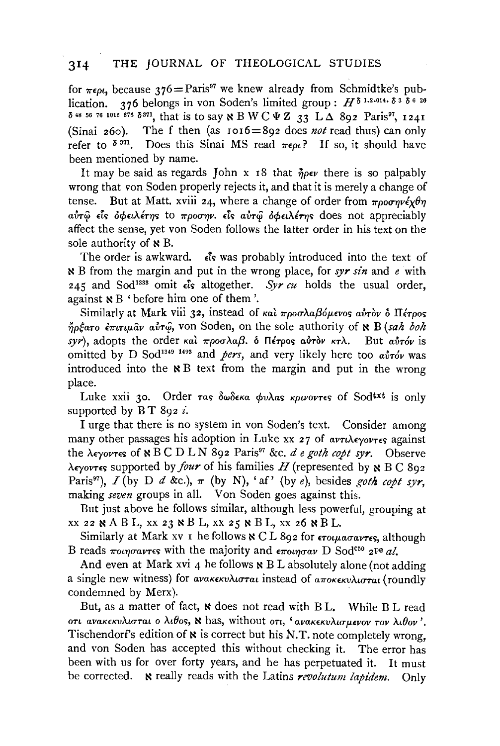for περι, because 376 = Paris[97] we knew already from Schmidtke's publication. 376 belongs in von Soden's limited group: $H^{\delta\ 1.2.014.\ \delta\ 3\ \delta\ 6\ 26}$ $^{\delta\ 48\ 56\ 76\ 1016\ 376\ \delta 371}$, that is to say ℵ B W C Ψ Z 33 L Δ 892 Paris[97], 1241 (Sinai 260). The f then (as 1016 = 892 does *not* read thus) can only refer to $^{\delta\ 371}$. Does this Sinai MS read περι? If so, it should have been mentioned by name.

It may be said as regards John x 18 that ἦρεν there is so palpably wrong that von Soden properly rejects it, and that it is merely a change of tense. But at Matt. xviii 24, where a change of order from προσηνέχθη αὐτῷ εἷς ὀφειλέτης to προσηνέχθη εἷς αὐτῷ ὀφειλέτης does not appreciably affect the sense, yet von Soden follows the latter order in his text on the sole authority of ℵ B.

The order is awkward. εἷς was probably introduced into the text of ℵ B from the margin and put in the wrong place, for *syr sin* and *e* with 245 and Sod[1353] omit εἷς altogether. *Syr cu* holds the usual order, against ℵ B 'before him one of them'.

Similarly at Mark viii 32, instead of καὶ προσλαβόμενος αὐτὸν ὁ Πέτρος ἤρξατο ἐπιτιμᾶν αὐτῷ, von Soden, on the sole authority of ℵ B (*sah boh syr*), adopts the order καὶ προσλαβ. ὁ Πέτρος αὐτὸν κτλ. But αὐτόν is omitted by D Sod[1349 1493] and *pers*, and very likely here too αὐτόν was introduced into the ℵ B text from the margin and put in the wrong place.

Luke xxii 30. Order τας δωδεκα φυλας κρινοντες of Sod[txt] is only supported by B T 892 *i*.

I urge that there is no system in von Soden's text. Consider among many other passages his adoption in Luke xx 27 of αντιλεγοντες against the λεγοντες of ℵ B C D L N 892 Paris[97] &c. *d e goth copt syr*. Observe λεγοντες supported by *four* of his families *H* (represented by ℵ B C 892 Paris[97]), *I* (by D *d* &c.), π (by N), 'af' (by *e*), besides *goth copt syr*, making *seven* groups in all. Von Soden goes against this.

But just above he follows similar, although less powerful, grouping at xx 22 ℵ A B L, xx 23 ℵ B L, xx 25 ℵ B L, xx 26 ℵ B L.

Similarly at Mark xv 1 he follows ℵ C L 892 for ετοιμασαντες, although B reads ποιησαντες with the majority and εποιησαν D Sod[c50] 2[pe] *al.*

And even at Mark xvi 4 he follows ℵ B L absolutely alone (not adding a single new witness) for ανακεκυλισται instead of αποκεκυλισται (roundly condemned by Merx).

But, as a matter of fact, ℵ does not read with B L. While B L read οτι ανακεκυλισται ο λιθος, ℵ has, without οτι, 'ανακεκυλισμενον τον λιθον'. Tischendorf's edition of ℵ is correct but his N.T. note completely wrong, and von Soden has accepted this without checking it. The error has been with us for over forty years, and he has perpetuated it. It must be corrected. ℵ really reads with the Latins *revolutum lapidem*. Only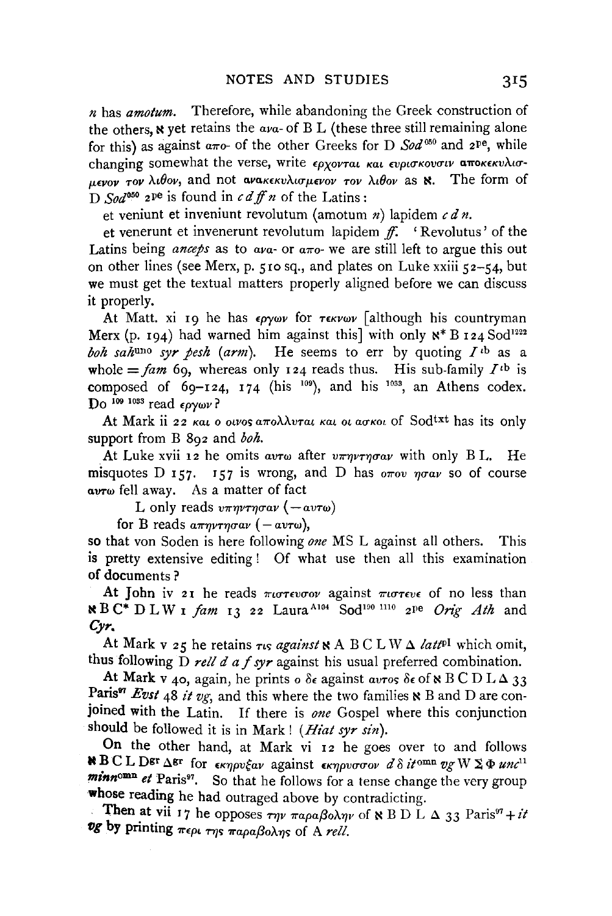*n* has *amotum*. Therefore, while abandoning the Greek construction of the others, ℵ yet retains the ανα- of B L (these three still remaining alone for this) as against απο- of the other Greeks for D *Sod*[050] and 2[pe], while changing somewhat the verse, write ερχονται και ευρισκουσιν αποκεκυλισμενον τον λιθον, and not ανακεκυλισμενον τον λιθον as ℵ. The form of D *Sod*[050] 2[pe] is found in *c d ff n* of the Latins:

et veniunt et inveniunt revolutum (amotum *n*) lapidem *c d n*.

et venerunt et invenerunt revolutum lapidem *ff*. 'Revolutus' of the Latins being *anceps* as to ανα- or απο- we are still left to argue this out on other lines (see Merx, p. 510 sq., and plates on Luke xxiii 52–54, but we must get the textual matters properly aligned before we can discuss it properly.

At Matt. xi 19 he has εργων for τεκνων [although his countryman Merx (p. 194) had warned him against this] with only ℵ* B 124 Sod[1222] *boh sah*[uno] *syr pesh* (*arm*). He seems to err by quoting *I*[ιb] as a whole = *fam* 69, whereas only 124 reads thus. His sub-family *I*[ιb] is composed of 69–124, 174 (his [109]), and his [1033], an Athens codex. Do [109] [1033] read εργων?

At Mark ii 22 και ο οινος απολλυται και οι ασκοι of Sod[txt] has its only support from B 892 and *boh*.

At Luke xvii 12 he omits αυτω after υπηντησαν with only B L. He misquotes D 157. 157 is wrong, and D has οπου ησαν so of course αυτω fell away. As a matter of fact

L only reads υπηντησαν (— αυτω)

for B reads απηντησαν (— αυτω),

so that von Soden is here following *one* MS L against all others. This is pretty extensive editing! Of what use then all this examination of documents?

At John iv 21 he reads πιστευσον against πιστευε of no less than ℵ B C* D L W 1 *fam* 13 22 Laura[A104] Sod[190 1110] 2[pe] *Orig Ath* and *Cyr*.

At Mark v 25 he retains τις *against* ℵ A B C L W Δ *latt*[pl] which omit, thus following D *rell d a f syr* against his usual preferred combination.

At Mark v 40, again, he prints ο δε against αυτος δε of ℵ B C D L Δ 33 Paris[97] *Evst* 48 *it vg*, and this where the two families ℵ B and D are conjoined with the Latin. If there is *one* Gospel where this conjunction should be followed it is in Mark! (*Hiat syr sin*).

On the other hand, at Mark vi 12 he goes over to and follows ℵ B C L D[gr] Δ[gr] for εκηρυξαν against εκηρυσσον *d δ it*[omn] *vg* W Σ Φ *unc*[11] *minn*[omn] *et* Paris[97]. So that he follows for a tense change the very group whose reading he had outraged above by contradicting.

Then at vii 17 he opposes την παραβολην of ℵ B D L Δ 33 Paris[97] + *it vg* by printing περι της παραβολης of A *rell*.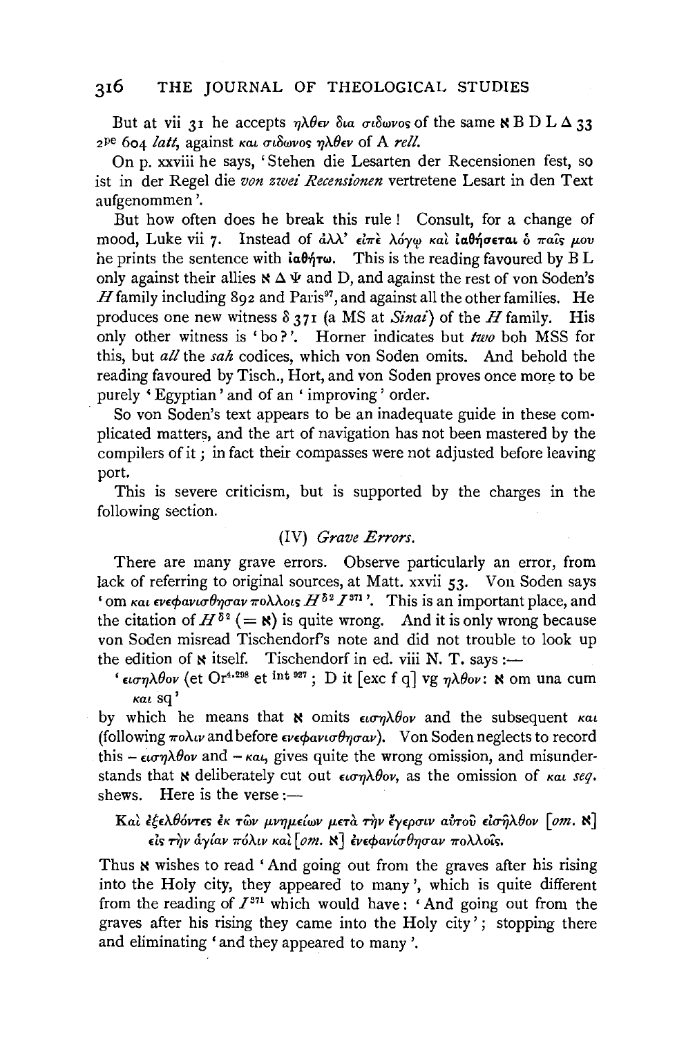But at vii 31 he accepts ηλθεν δια σιδωνος of the same ℵ B D L Δ 33 2[pe] 604 *latt*, against και σιδωνος ηλθεν of A *rell*.

On p. xxviii he says, 'Stehen die Lesarten der Recensionen fest, so ist in der Regel die *von zwei Recensionen* vertretene Lesart in den Text aufgenommen'.

But how often does he break this rule! Consult, for a change of mood, Luke vii 7. Instead of ἀλλ' εἰπὲ λόγῳ καὶ ἰαθήσεται ὁ παῖς μου he prints the sentence with ἰαθήτω. This is the reading favoured by B L only against their allies ℵ Δ Ψ and D, and against the rest of von Soden's $H$ family including 892 and Paris[97], and against all the other families. He produces one new witness δ 371 (a MS at *Sinai*) of the $H$ family. His only other witness is 'bo?'. Horner indicates but *two* boh MSS for this, but *all* the *sah* codices, which von Soden omits. And behold the reading favoured by Tisch., Hort, and von Soden proves once more to be purely 'Egyptian' and of an 'improving' order.

So von Soden's text appears to be an inadequate guide in these complicated matters, and the art of navigation has not been mastered by the compilers of it; in fact their compasses were not adjusted before leaving port.

This is severe criticism, but is supported by the charges in the following section.

### (IV) *Grave Errors.*

There are many grave errors. Observe particularly an error, from lack of referring to original sources, at Matt. xxvii 53. Von Soden says 'om και ενεφανισθησαν πολλοις $H^{\delta 2}$ $I^{371}$'. This is an important place, and the citation of $H^{\delta 2}$ (= ℵ) is quite wrong. And it is only wrong because von Soden misread Tischendorf's note and did not trouble to look up the edition of ℵ itself. Tischendorf in ed. viii N. T. says:—

'εισηλθον (et Or[4.298] et int[927]; D it [exc f q] vg ηλθον: ℵ om una cum και sq'

by which he means that ℵ omits εισηλθον and the subsequent και (following πολιν and before ενεφανισθησαν). Von Soden neglects to record this – εισηλθον and – και, gives quite the wrong omission, and misunderstands that ℵ deliberately cut out εισηλθον, as the omission of και *seq.* shews. Here is the verse:—

Καὶ ἐξελθόντες ἐκ τῶν μνημείων μετὰ τὴν ἔγερσιν αὐτοῦ εἰσῆλθον [*om.* ℵ] εἰς τὴν ἁγίαν πόλιν καὶ [*om.* ℵ] ἐνεφανίσθησαν πολλοῖς.

Thus ℵ wishes to read 'And going out from the graves after his rising into the Holy city, they appeared to many', which is quite different from the reading of $I^{371}$ which would have: 'And going out from the graves after his rising they came into the Holy city'; stopping there and eliminating 'and they appeared to many'.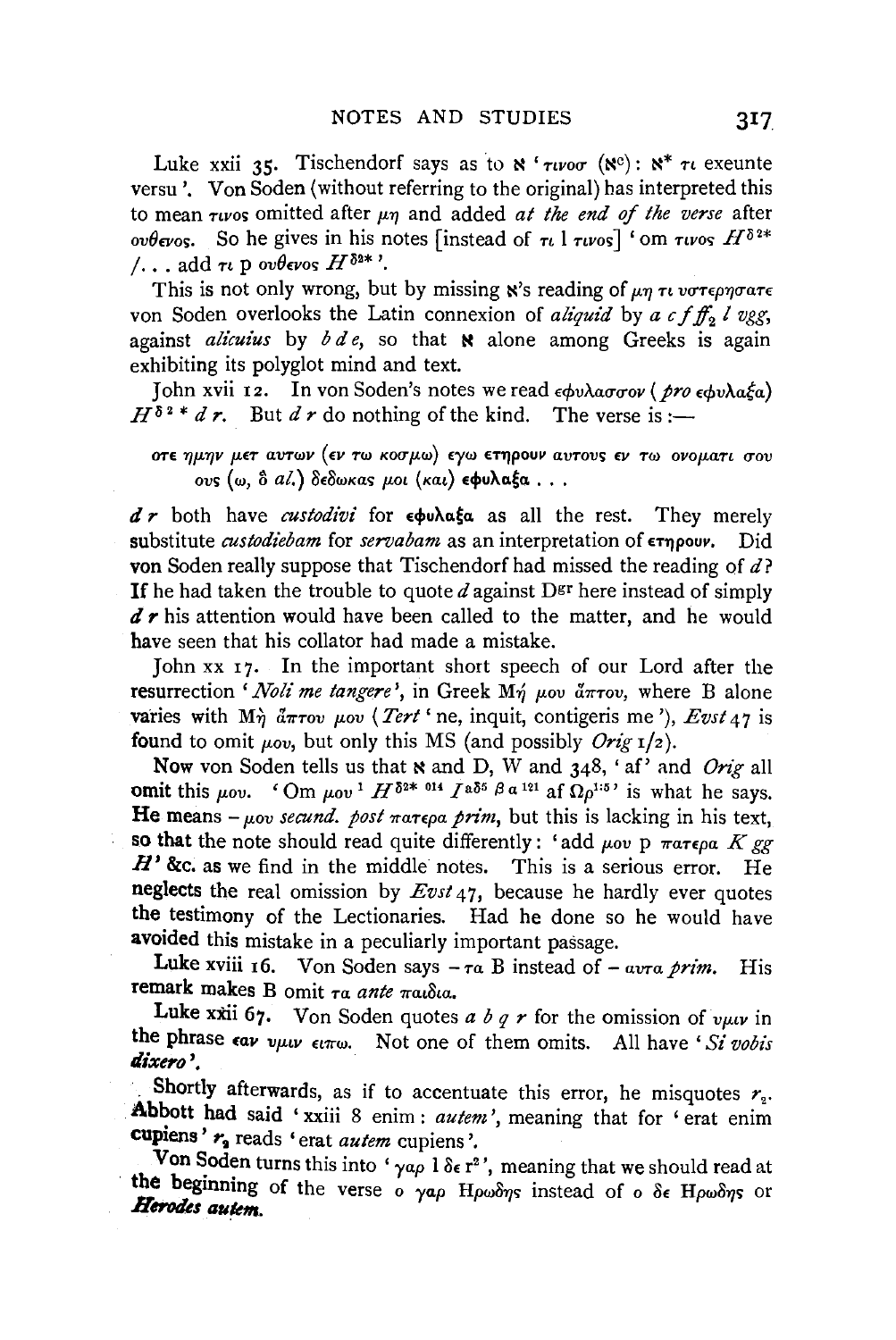Luke xxii 35. Tischendorf says as to ℵ 'τινοσ (ℵ$^{c}$): ℵ* τι exeunte versu'. Von Soden (without referring to the original) has interpreted this to mean τινος omitted after μη and added *at the end of the verse* after ουθενος. So he gives in his notes [instead of τι l τινος] 'om τινος $H^{\delta 2*}$ /... add τι p ουθενος $H^{\delta 2*}$'.

This is not only wrong, but by missing ℵ's reading of μη τι υστερησατε von Soden overlooks the Latin connexion of *aliquid* by *a c f ff₂ l vgg*, against *alicuius* by *b d e*, so that ℵ alone among Greeks is again exhibiting its polyglot mind and text.

John xvii 12. In von Soden's notes we read εφυλασσον (*pro* εφυλαξα) $H^{\delta 2*}$ *d r*. But *d r* do nothing of the kind. The verse is :—

οτε ημην μετ αυτων (εν τω κοσμω) εγω ετηρουν αυτους εν τω ονοματι σου ους (ω, ὃ *al.*) δεδωκας μοι (και) **εφυλαξα** . . .

*d r* both have *custodivi* for **εφυλαξα** as all the rest. They merely substitute *custodiebam* for *servabam* as an interpretation of **ετηρουν**. Did von Soden really suppose that Tischendorf had missed the reading of *d*? If he had taken the trouble to quote *d* against $D^{gr}$ here instead of simply *d r* his attention would have been called to the matter, and he would have seen that his collator had made a mistake.

John xx 17. In the important short speech of our Lord after the resurrection '*Noli me tangere*', in Greek Μή μου ἅπτου, where B alone varies with Μὴ ἅπτου μου (*Tert* 'ne, inquit, contigeris me'), *Evst* 47 is found to omit μου, but only this MS (and possibly *Orig* 1/2).

Now von Soden tells us that ℵ and D, W and 348, 'af' and *Orig* all omit this μου. 'Om μου¹ $H^{\delta 2*\ 014}$ $I^{a\delta 5}$ $\beta a^{121}$ af $\Omega\rho^{1:5}$' is what he says. He means – μου *secund. post* πατερα *prim*, but this is lacking in his text, so that the note should read quite differently: 'add μου p πατερα *K gg H*' &c. as we find in the middle notes. This is a serious error. He neglects the real omission by *Evst* 47, because he hardly ever quotes the testimony of the Lectionaries. Had he done so he would have avoided this mistake in a peculiarly important passage.

Luke xviii 16. Von Soden says – τα B instead of – αυτα *prim.* His remark makes B omit τα *ante* παιδια.

Luke xxii 67. Von Soden quotes *a b q r* for the omission of υμιν in the phrase εαν υμιν ειπω. Not one of them omits. All have '*Si vobis dixero*'.

Shortly afterwards, as if to accentuate this error, he misquotes $r_2$. Abbott had said 'xxiii 8 enim : *autem*', meaning that for 'erat enim cupiens' $r_2$ reads 'erat *autem* cupiens'.

Von Soden turns this into 'γαρ l δε r²', meaning that we should read at the beginning of the verse ο γαρ Ηρωδης instead of ο δε Ηρωδης or *Herodes autem*.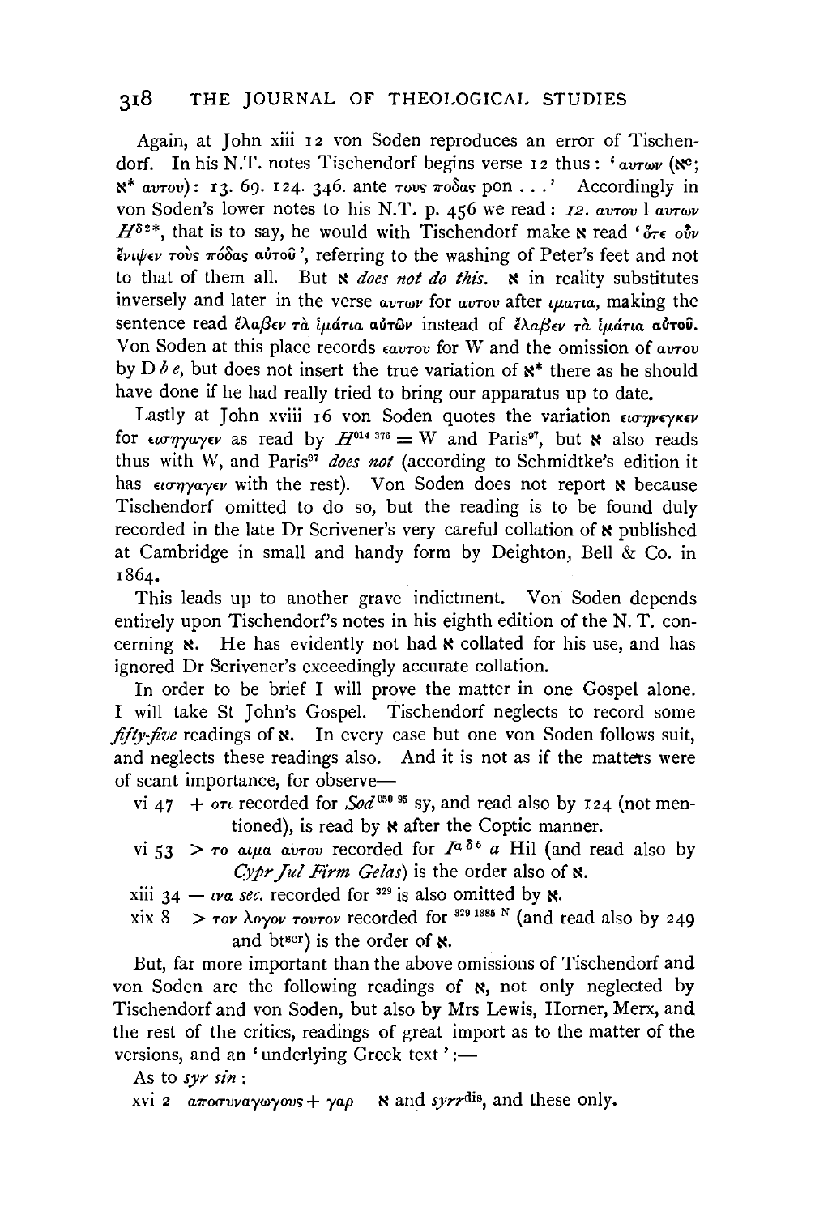Again, at John xiii 12 von Soden reproduces an error of Tischendorf. In his N.T. notes Tischendorf begins verse 12 thus: 'αυτων (אc; א* αυτου): 13. 69. 124. 346. ante τους ποδας pon ...' Accordingly in von Soden's lower notes to his N.T. p. 456 we read: *12*. αυτου l αυτων $H^{\delta 2*}$, that is to say, he would with Tischendorf make א read 'ὅτε οὖν ἔνιψεν τοὺς πόδας αὐτοῦ', referring to the washing of Peter's feet and not to that of them all. But א *does not do this*. א in reality substitutes inversely and later in the verse αυτων for αυτου after ιματια, making the sentence read ἔλαβεν τὰ ἱμάτια αὐτῶν instead of ἔλαβεν τὰ ἱμάτια αὐτοῦ. Von Soden at this place records εαυτου for W and the omission of αυτου by D *b e*, but does not insert the true variation of א* there as he should have done if he had really tried to bring our apparatus up to date.

Lastly at John xviii 16 von Soden quotes the variation εισηνεγκεν for εισηγαγεν as read by $H^{014\ 376}$ = W and Paris[97], but א also reads thus with W, and Paris[97] *does not* (according to Schmidtke's edition it has εισηγαγεν with the rest). Von Soden does not report א because Tischendorf omitted to do so, but the reading is to be found duly recorded in the late Dr Scrivener's very careful collation of א published at Cambridge in small and handy form by Deighton, Bell & Co. in 1864.

This leads up to another grave indictment. Von Soden depends entirely upon Tischendorf's notes in his eighth edition of the N. T. concerning א. He has evidently not had א collated for his use, and has ignored Dr Scrivener's exceedingly accurate collation.

In order to be brief I will prove the matter in one Gospel alone. I will take St John's Gospel. Tischendorf neglects to record some *fifty-five* readings of א. In every case but one von Soden follows suit, and neglects these readings also. And it is not as if the matters were of scant importance, for observe—

vi 47 + οτι recorded for *Sod*[050 95] sy, and read also by 124 (not mentioned), is read by א after the Coptic manner.

vi 53 > το αιμα αυτου recorded for $I^{a\,\delta 6}$ *a* Hil (and read also by *Cypr Jul Firm Gelas*) is the order also of א.

xiii 34 — ινα *sec.* recorded for [329] is also omitted by א.

xix 8 > τον λογον τουτον recorded for [329 1385 N] (and read also by 249 and bt[scr]) is the order of א.

But, far more important than the above omissions of Tischendorf and von Soden are the following readings of א, not only neglected by Tischendorf and von Soden, but also by Mrs Lewis, Horner, Merx, and the rest of the critics, readings of great import as to the matter of the versions, and an 'underlying Greek text':—

As to *syr sin*:

xvi 2 αποσυναγωγους + γαρ א and *syrr*[dis], and these only.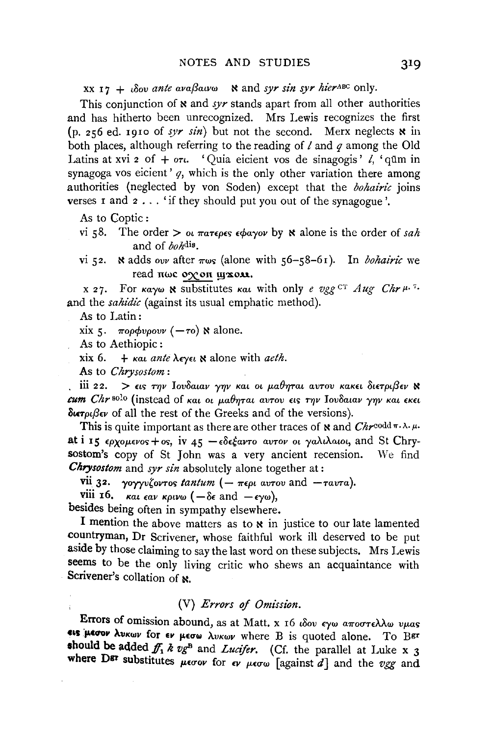xx 17 + *ιδου ante αναβαινω* ℵ and *syr sin syr hier*ABC only.

This conjunction of ℵ and *syr* stands apart from all other authorities and has hitherto been unrecognized. Mrs Lewis recognizes the first (p. 256 ed. 1910 of *syr sin*) but not the second. Merx neglects ℵ in both places, although referring to the reading of *l* and *q* among the Old Latins at xvi 2 of + *οτι*. 'Quia eicient vos de sinagogis' *l*, 'qūm in synagoga vos eicient' *q*, which is the only other variation there among authorities (neglected by von Soden) except that the *bohairic* joins verses 1 and 2 . . . 'if they should put you out of the synagogue'.

As to Coptic:

vi 58. The order > *οι πατερες εφαγον* by ℵ alone is the order of *sah* and of *boh*dis.

vi 52. ℵ adds *ουν* after *πως* (alone with 56–58–61). In *bohairic* we read πως ουν ϣϫομ.

x 27. For *καγω* ℵ substitutes *και* with only *e vgg* CT *Aug Chr*μ. 7. and the *sahidic* (against its usual emphatic method).

As to Latin:

xix 5. *πορφυρουν* (—*το*) ℵ alone.

As to Aethiopic:

xix 6. + *και ante λεγει* ℵ alone with *aeth*.

As to *Chrysostom*:

iii 22. > *εις την Ιουδαιαν γην και οι μαθηται αυτου κακει διετριβεν* ℵ *cum Chr* solo (instead of *και οι μαθηται αυτου εις την Ιουδαιαν γην και εκει διετριβεν* of all the rest of the Greeks and of the versions).

This is quite important as there are other traces of ℵ and *Chr*codd π. λ. μ. at i 15 *ερχομενος* + *ος*, iv 45 — *εδεξαντο αυτον οι γαλιλαιοι*, and St Chrysostom's copy of St John was a very ancient recension. We find *Chrysostom* and *syr sin* absolutely alone together at:

vii 32. *γογγυζοντος tantum* (— *περι αυτου* and — *ταυτα*).

viii 16. *και εαν κρινω* (— *δε* and — *εγω*),

besides being often in sympathy elsewhere.

I mention the above matters as to ℵ in justice to our late lamented countryman, Dr Scrivener, whose faithful work ill deserved to be put aside by those claiming to say the last word on these subjects. Mrs Lewis seems to be the only living critic who shews an acquaintance with Scrivener's collation of ℵ.

## (V) *Errors of Omission.*

Errors of omission abound, as at Matt. x 16 *ιδου εγω αποστελλω υμας εις μεσον λυκων* for *εν μεσω λυκων* where B is quoted alone. To Bgr should be added *ff*1 *k vg*B and *Lucifer*. (Cf. the parallel at Luke x 3 where Dgr substitutes *μεσον* for *εν μεσω* [against *d*] and the *vgg* and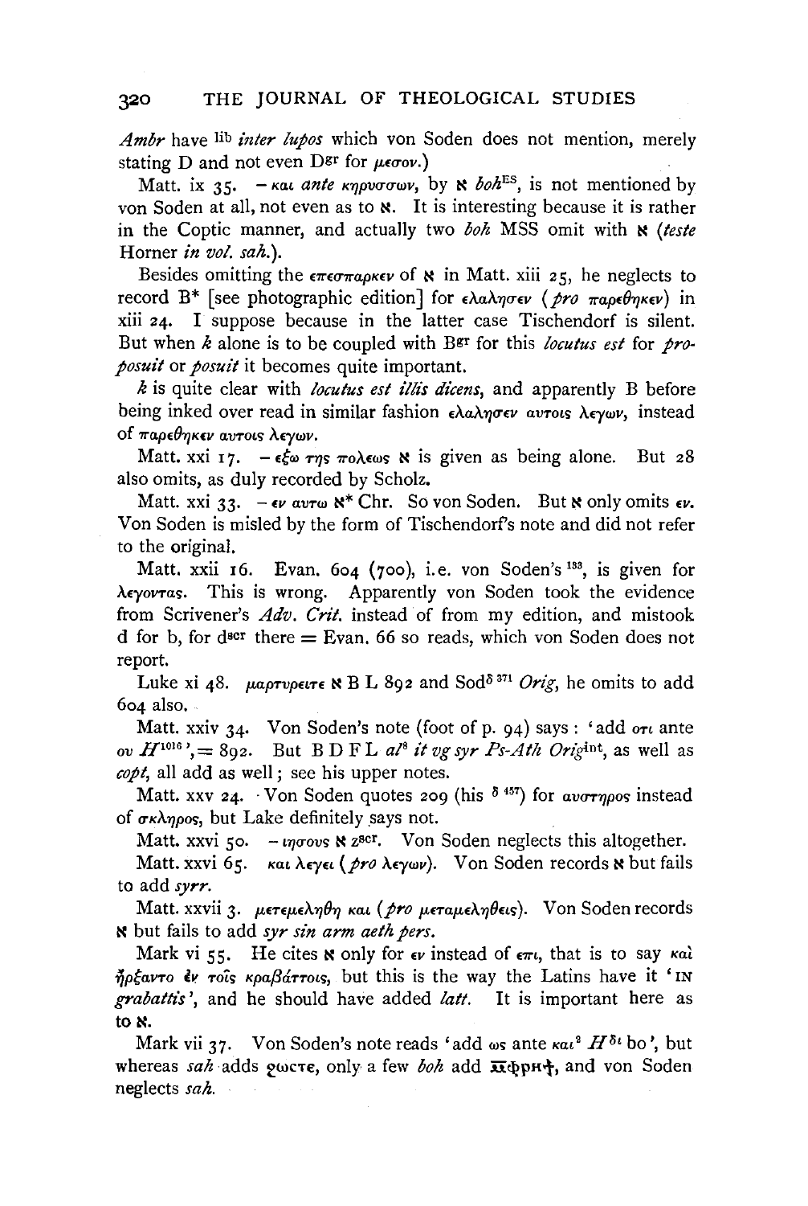*Ambr* have lib *inter lupos* which von Soden does not mention, merely stating D and not even Dgr for μεσον.)

Matt. ix 35. – και *ante* κηρυσσων, by ℵ *boh*ES, is not mentioned by von Soden at all, not even as to ℵ. It is interesting because it is rather in the Coptic manner, and actually two *boh* MSS omit with ℵ (*teste* Horner *in vol. sah.*).

Besides omitting the επεσπαρκεν of ℵ in Matt. xiii 25, he neglects to record B* [see photographic edition] for ελαλησεν (*pro* παρεθηκεν) in xiii 24. I suppose because in the latter case Tischendorf is silent. But when *k* alone is to be coupled with Bgr for this *locutus est* for *proposuit* or *posuit* it becomes quite important.

*k* is quite clear with *locutus est illis dicens*, and apparently B before being inked over read in similar fashion ελαλησεν αυτοις λεγων, instead of παρεθηκεν αυτοις λεγων.

Matt. xxi 17. – εξω της πολεως ℵ is given as being alone. But 28 also omits, as duly recorded by Scholz.

Matt. xxi 33. – εν αυτω ℵ* Chr. So von Soden. But ℵ only omits εν. Von Soden is misled by the form of Tischendorf's note and did not refer to the original.

Matt. xxii 16. Evan. 604 (700), i.e. von Soden's 133, is given for λεγοντας. This is wrong. Apparently von Soden took the evidence from Scrivener's *Adv. Crit.* instead of from my edition, and mistook d for b, for dscr there = Evan. 66 so reads, which von Soden does not report.

Luke xi 48. μαρτυρειτε ℵ B L 892 and Sodδ 371 *Orig*, he omits to add 604 also.

Matt. xxiv 34. Von Soden's note (foot of p. 94) says: 'add οτι ante ου *H*1016', = 892. But B D F L *al*8 *it vg syr Ps-Ath Orig*int, as well as *copt*, all add as well; see his upper notes.

Matt. xxv 24. Von Soden quotes 209 (his δ 457) for αυστηρος instead of σκληρος, but Lake definitely says not.

Matt. xxvi 50. – ιησους ℵ zscr. Von Soden neglects this altogether.

Matt. xxvi 65. και λεγει (*pro* λεγων). Von Soden records ℵ but fails to add *syrr*.

Matt. xxvii 3. μετεμεληθη και (*pro* μεταμεληθεις). Von Soden records ℵ but fails to add *syr sin arm aeth pers*.

Mark vi 55. He cites ℵ only for εν instead of επι, that is to say καὶ ἤρξαντο ἐν τοῖς κραβάττοις, but this is the way the Latins have it 'IN *grabattis*', and he should have added *latt*. It is important here as to ℵ.

Mark vii 37. Von Soden's note reads 'add ως ante και2 *H*δι bo', but whereas *sah* adds ϩωστε, only a few *boh* add ⲙ̄ⲫⲣⲏϯ, and von Soden neglects *sah*.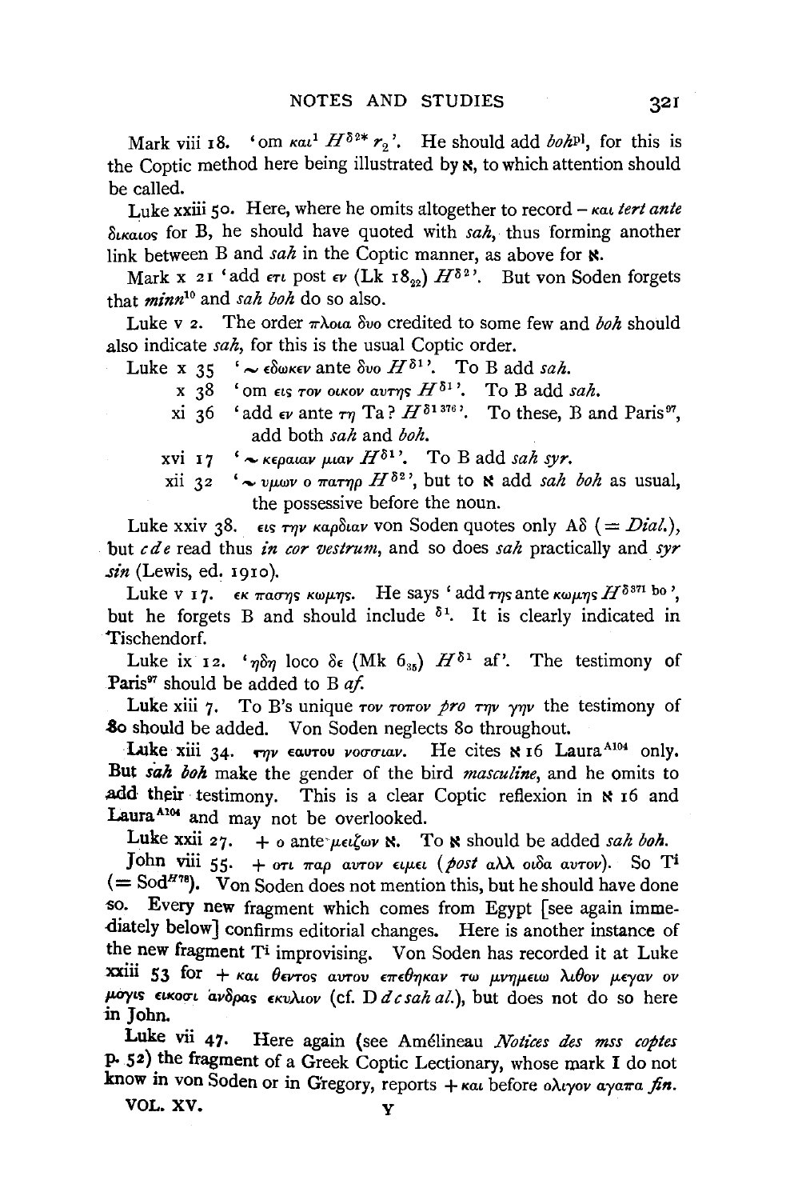Mark viii 18. 'om και[1] $H^{\delta 2*}$ $r_2$'. He should add *boh*[pl], for this is the Coptic method here being illustrated by ℵ, to which attention should be called.

Luke xxiii 50. Here, where he omits altogether to record – και *tert ante* δικαιος for B, he should have quoted with *sah*, thus forming another link between B and *sah* in the Coptic manner, as above for ℵ.

Mark x 21 'add ετι post εν (Lk $18_{22}$) $H^{\delta 2}$'. But von Soden forgets that *minn*[10] and *sah boh* do so also.

Luke v 2. The order πλοια δυο credited to some few and *boh* should also indicate *sah*, for this is the usual Coptic order.

Luke x 35 '∼ εδωκεν ante δυο $H^{\delta 1}$'. To B add *sah*.

x 38 'om εις τον οικον αυτης $H^{\delta 1}$'. To B add *sah*.

xi 36 'add εν ante τη Ta? $H^{\delta 1\ 376}$'. To these, B and Paris[97], add both *sah* and *boh*.

xvi 17 '∼ κεραιαν μιαν $H^{\delta 1}$'. To B add *sah syr*.

xii 32 '∼ υμων ο πατηρ $H^{\delta 2}$', but to ℵ add *sah boh* as usual, the possessive before the noun.

Luke xxiv 38. εις την καρδιαν von Soden quotes only Aδ (= *Dial.*), but *c d e* read thus *in cor vestrum*, and so does *sah* practically and *syr sin* (Lewis, ed. 1910).

Luke v 17. εκ πασης κωμης. He says 'add της ante κωμης $H^{\delta 371}$ bo', but he forgets B and should include δ[1]. It is clearly indicated in Tischendorf.

Luke ix 12. 'ηδη loco δε (Mk $6_{35}$) $H^{\delta 1}$ af'. The testimony of Paris[97] should be added to B *af*.

Luke xiii 7. To B's unique τον τοπον *pro* την γην the testimony of 80 should be added. Von Soden neglects 80 throughout.

Luke xiii 34. την εαυτου νοσσιαν. He cites ℵ 16 Laura[A104] only. But *sah boh* make the gender of the bird *masculine*, and he omits to add their testimony. This is a clear Coptic reflexion in ℵ 16 and Laura[A104] and may not be overlooked.

Luke xxii 27. + ο ante μειζων ℵ. To ℵ should be added *sah boh*.

John viii 55. + οτι παρ αυτου ειμει (*post* αλλ οιδα αυτον). So T[i] (= Sod[H78]). Von Soden does not mention this, but he should have done so. Every new fragment which comes from Egypt [see again immediately below] confirms editorial changes. Here is another instance of the new fragment T[i] improvising. Von Soden has recorded it at Luke xxiii 53 for + και θεντος αυτου επεθηκαν τω μνημειω λιθον μεγαν ον μογις εικοσι ανδρας εκυλιον (cf. D *d c sah al.*), but does not do so here in John.

Luke vii 47. Here again (see Amélineau *Notices des mss coptes* p. 52) the fragment of a Greek Coptic Lectionary, whose mark I do not know in von Soden or in Gregory, reports + και before ολιγον αγαπα *fin.*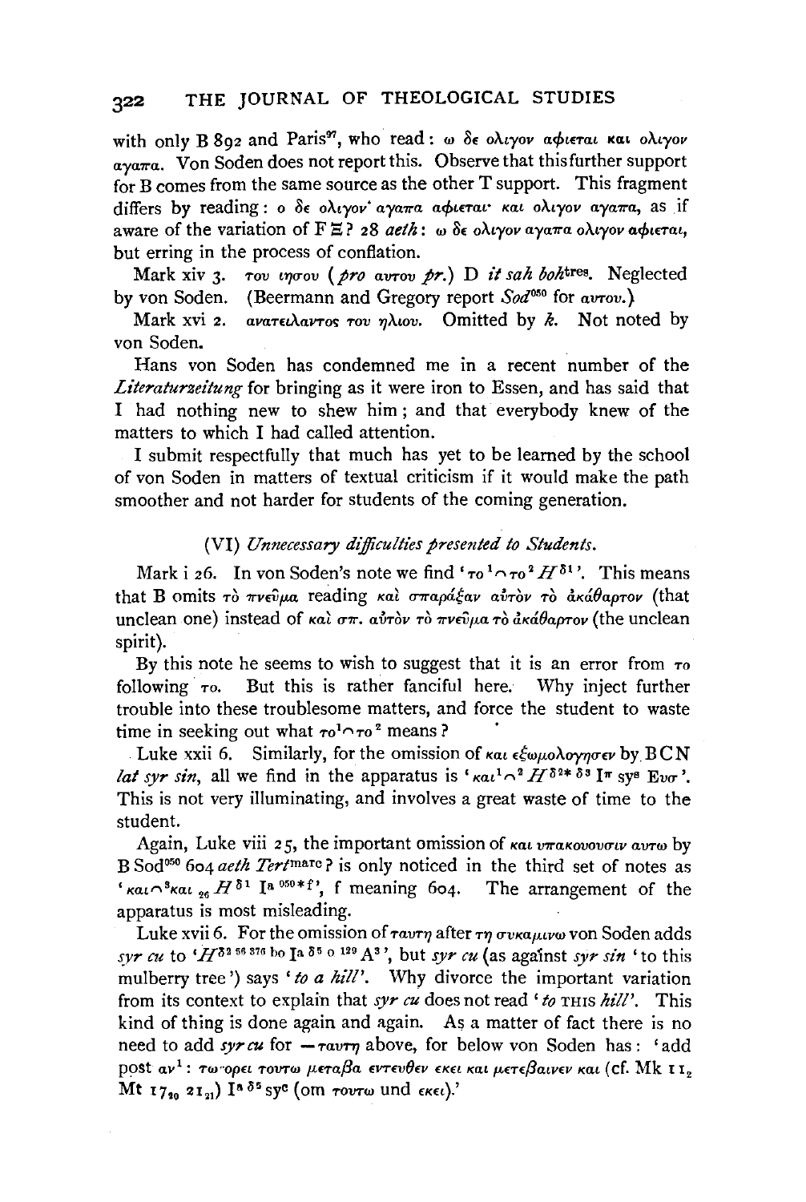with only B 892 and Paris[97], who read: ω δε ολιγον αφιεται και ολιγον αγαπα. Von Soden does not report this. Observe that this further support for B comes from the same source as the other T support. This fragment differs by reading: ο δε ολιγον· αγαπα αφιεται· και ολιγον αγαπα, as if aware of the variation of F Ξ? 28 *aeth*: ω δε ολιγον αγαπα ολιγον αφιεται, but erring in the process of conflation.

Mark xiv 3. του ιησου (*pro* αυτου *pr.*) D *it sah boh*[tres]. Neglected by von Soden. (Beermann and Gregory report *Sod*[050] for αυτου.)

Mark xvi 2. ανατειλαντος του ηλιου. Omitted by *k*. Not noted by von Soden.

Hans von Soden has condemned me in a recent number of the *Literaturzeitung* for bringing as it were iron to Essen, and has said that I had nothing new to shew him; and that everybody knew of the matters to which I had called attention.

I submit respectfully that much has yet to be learned by the school of von Soden in matters of textual criticism if it would make the path smoother and not harder for students of the coming generation.

### (VI) *Unnecessary difficulties presented to Students.*

Mark i 26. In von Soden's note we find 'το[1]⌒το[2] $H^{\delta 1}$'. This means that B omits τὸ πνεῦμα reading καὶ σπαράξαν αὐτὸν τὸ ἀκάθαρτον (that unclean one) instead of καὶ σπ. αὐτὸν τὸ πνεῦμα τὸ ἀκάθαρτον (the unclean spirit).

By this note he seems to wish to suggest that it is an error from το following το. But this is rather fanciful here. Why inject further trouble into these troublesome matters, and force the student to waste time in seeking out what το[1]⌒το[2] means?

Luke xxii 6. Similarly, for the omission of και εξωμολογησεν by BCN *lat syr sin*, all we find in the apparatus is 'και[1]⌒[2] $H^{\delta 2* \delta 3}$ I$^{\pi}$ sy$^{s}$ Ευσ'. This is not very illuminating, and involves a great waste of time to the student.

Again, Luke viii 25, the important omission of και υπακουουσιν αυτω by B Sod[050] 604 *aeth Tert*[marc]? is only noticed in the third set of notes as 'και⌒[3]και $_{26}$ $H^{\delta 1}$ I$^{a\ 050*}$f', f meaning 604. The arrangement of the apparatus is most misleading.

Luke xvii 6. For the omission of ταυτη after τη συκαμινω von Soden adds *syr cu* to '$H^{\delta 2\ 56\ 376}$ bo I$^{a\ \delta 5\ o\ 129}$ A$^{3}$', but *syr cu* (as against *syr sin* 'to this mulberry tree') says '*to a hill*'. Why divorce the important variation from its context to explain that *syr cu* does not read '*to* THIS *hill*'. This kind of thing is done again and again. As a matter of fact there is no need to add *syr cu* for —ταυτη above, for below von Soden has: 'add post αν[1]: τω ορει τουτω μεταβα εντευθεν εκει και μετεβαινεν και (cf. Mk 11$_{2}$ Mt 17$_{20}$ 21$_{21}$) I$^{a\ \delta 5}$ sy$^{c}$ (om τουτω und εκει).'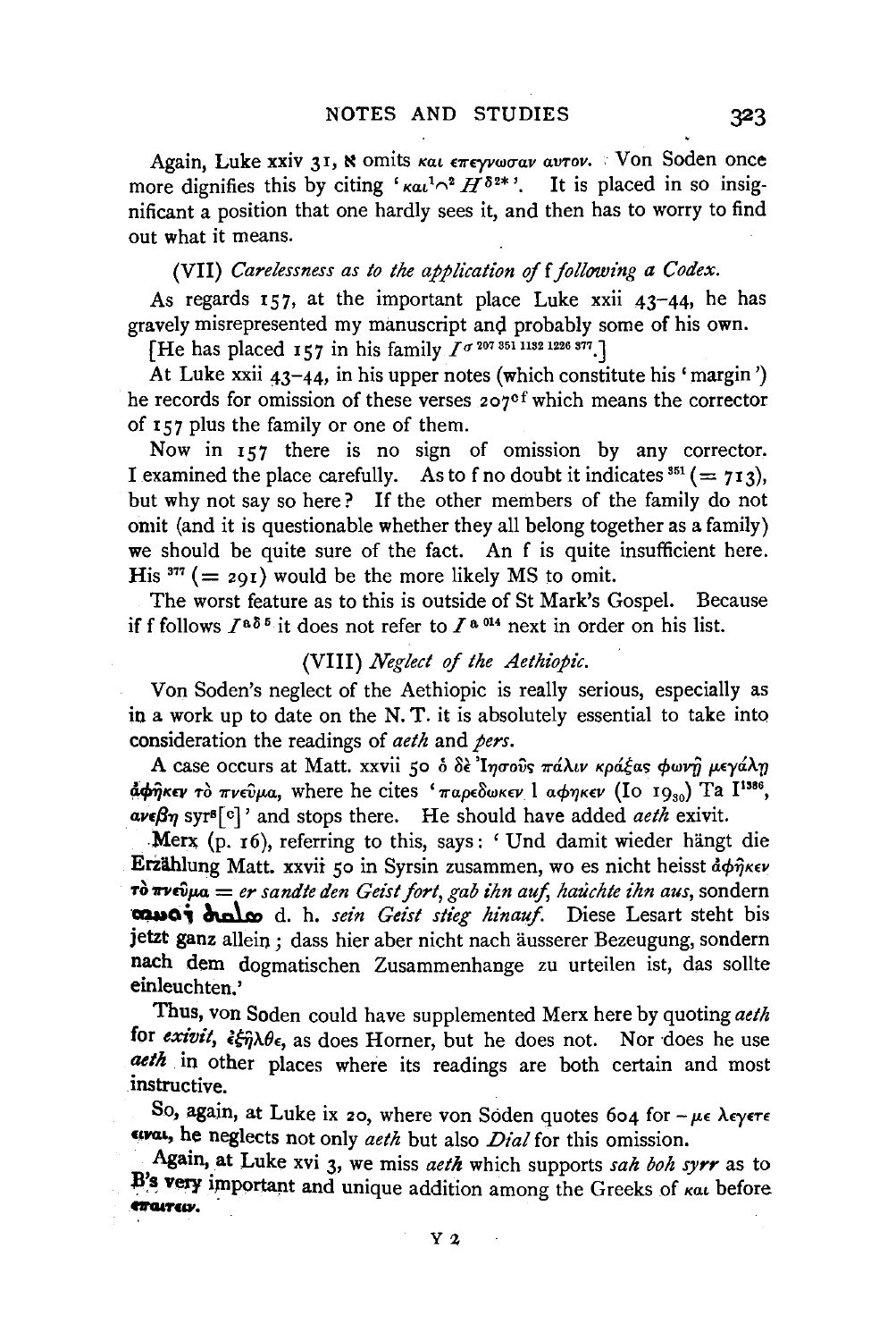Again, Luke xxiv 31, ℵ omits και επεγνωσαν αυτον. Von Soden once more dignifies this by citing 'και[1]⌒[2] $H^{\delta 2*}$'. It is placed in so insignificant a position that one hardly sees it, and then has to worry to find out what it means.

### (VII) *Carelessness as to the application of* f *following a Codex.*

As regards 157, at the important place Luke xxii 43–44, he has gravely misrepresented my manuscript and probably some of his own.

[He has placed 157 in his family $I^{\sigma\ 207\ 351\ 1132\ 1226\ 377}$.]

At Luke xxii 43–44, in his upper notes (which constitute his 'margin') he records for omission of these verses $207^{\text{cf}}$ which means the corrector of 157 plus the family or one of them.

Now in 157 there is no sign of omission by any corrector. I examined the place carefully. As to f no doubt it indicates [351] (= 713), but why not say so here? If the other members of the family do not omit (and it is questionable whether they all belong together as a family) we should be quite sure of the fact. An f is quite insufficient here. His [377] (= 291) would be the more likely MS to omit.

The worst feature as to this is outside of St Mark's Gospel. Because if f follows $I^{a\delta 5}$ it does not refer to $I^{a\ 014}$ next in order on his list.

### (VIII) *Neglect of the Aethiopic.*

Von Soden's neglect of the Aethiopic is really serious, especially as in a work up to date on the N. T. it is absolutely essential to take into consideration the readings of *aeth* and *pers.*

A case occurs at Matt. xxvii 50 ὁ δὲ Ἰησοῦς πάλιν κράξας φωνῇ μεγάλῃ ἀφῆκεν τὸ πνεῦμα, where he cites 'παρεδωκεν l αφηκεν (Io $19_{30}$) Ta $I^{1386}$, ανεβη syr[s][c]' and stops there. He should have added *aeth* exivit.

Merx (p. 16), referring to this, says: 'Und damit wieder hängt die Erzählung Matt. xxvii 50 in Syrsin zusammen, wo es nicht heisst ἀφῆκεν τὸ πνεῦμα = *er sandte den Geist fort, gab ihn auf, haüchte ihn aus,* sondern ܣܠܩܬ ܪܘܚܗ d. h. *sein Geist stieg hinauf.* Diese Lesart steht bis jetzt ganz allein; dass hier aber nicht nach äusserer Bezeugung, sondern nach dem dogmatischen Zusammenhange zu urteilen ist, das sollte einleuchten.'

Thus, von Soden could have supplemented Merx here by quoting *aeth* for *exivit*, ἐξῆλθε, as does Horner, but he does not. Nor does he use *aeth* in other places where its readings are both certain and most instructive.

So, again, at Luke ix 20, where von Soden quotes 604 for – με λεγετε ειναι, he neglects not only *aeth* but also *Dial* for this omission.

Again, at Luke xvi 3, we miss *aeth* which supports *sah boh syrr* as to B's very important and unique addition among the Greeks of και before επαιτειν.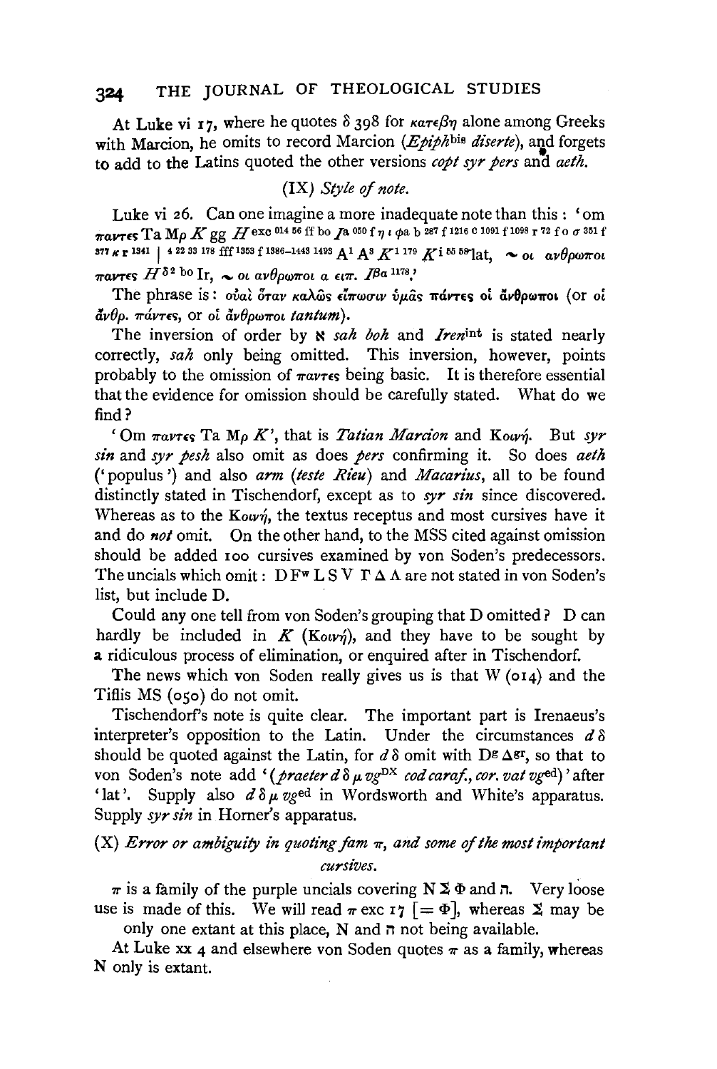At Luke vi 17, where he quotes δ 398 for κατεβη alone among Greeks with Marcion, he omits to record Marcion (*Epiph*[bis] *diserte*), and forgets to add to the Latins quoted the other versions *copt syr pers* and *aeth*.

### (IX) *Style of note.*

Luke vi 26. Can one imagine a more inadequate note than this: 'om παντες Ta Mρ *K* gg *H* exc 014 56 ff bo *I*a 050 f η ι φa b 287 f 1216 c 1091 f 1098 r 72 f o σ 351 f 377 κ r 1341 | 4 22 33 178 fff 1353 f 1386–1443 1493 A[1] A[3] *K*[1 179] *K*i 55 58 lat, ∼ οι ανθρωποι παντες *H* δ2 bo Ir, ∼ οι ανθρωποι a ειπ. *I*βa 1178.'

The phrase is: οὐαὶ ὅταν καλῶς εἴπωσιν ὑμᾶς πάντες οἱ ἄνθρωποι (or οἱ ἄνθρ. πάντες, or οἱ ἄνθρωποι *tantum*).

The inversion of order by ℵ *sah boh* and *Iren*[int] is stated nearly correctly, *sah* only being omitted. This inversion, however, points probably to the omission of παντες being basic. It is therefore essential that the evidence for omission should be carefully stated. What do we find?

'Om παντες Ta Mρ *K*', that is *Tatian Marcion* and Κοινή. But *syr sin* and *syr pesh* also omit as does *pers* confirming it. So does *aeth* ('populus') and also *arm* (*teste Rieu*) and *Macarius*, all to be found distinctly stated in Tischendorf, except as to *syr sin* since discovered. Whereas as to the Κοινή, the textus receptus and most cursives have it and do *not* omit. On the other hand, to the MSS cited against omission should be added 100 cursives examined by von Soden's predecessors. The uncials which omit: D F[w] L S V Γ Δ Λ are not stated in von Soden's list, but include D.

Could any one tell from von Soden's grouping that D omitted? D can hardly be included in *K* (Κοινή), and they have to be sought by a ridiculous process of elimination, or enquired after in Tischendorf.

The news which von Soden really gives us is that W (014) and the Tiflis MS (050) do not omit.

Tischendorf's note is quite clear. The important part is Irenaeus's interpreter's opposition to the Latin. Under the circumstances *d* δ should be quoted against the Latin, for *d* δ omit with D[g] Δ[gr], so that to von Soden's note add '(*praeter d* δ μ *vg*[DX] *cod caraf., cor. vat vg*[ed])' after 'lat'. Supply also *d* δ μ *vg*[ed] in Wordsworth and White's apparatus. Supply *syr sin* in Horner's apparatus.

### (X) *Error or ambiguity in quoting fam* π, *and some of the most important cursives.*

π is a family of the purple uncials covering N Σ Φ and ℶ. Very loose use is made of this. We will read π exc 17 [= Φ], whereas Σ may be only one extant at this place, N and ℶ not being available.

At Luke xx 4 and elsewhere von Soden quotes π as a family, whereas N only is extant.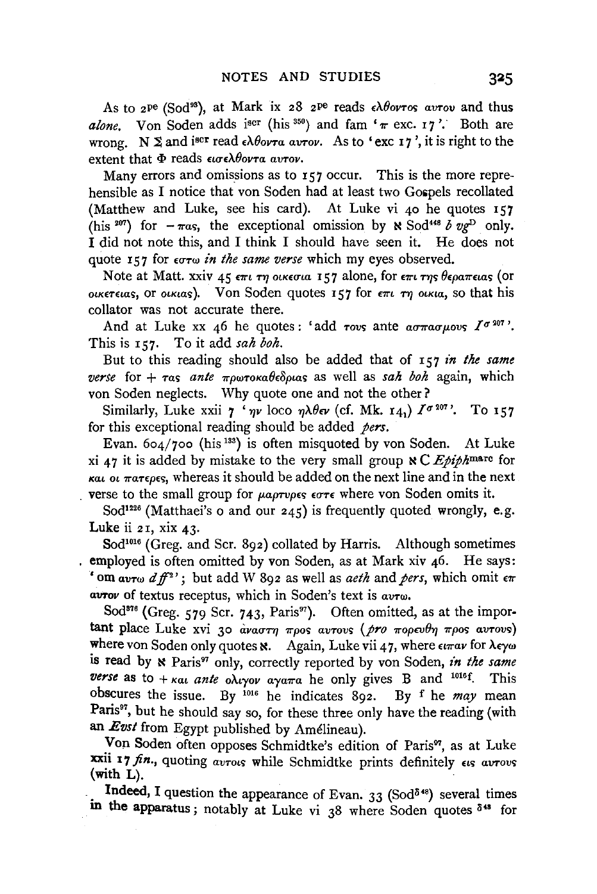As to 2[pe] (Sod[93]), at Mark ix 28 2[pe] reads ελθοντος αυτου and thus *alone*. Von Soden adds i[scr] (his [350]) and fam 'π exc. 17'. Both are wrong. N Σ and i[scr] read ελθοντα αυτον. As to 'exc 17', it is right to the extent that Φ reads εισελθοντα αυτον.

Many errors and omissions as to 157 occur. This is the more reprehensible as I notice that von Soden had at least two Gospels recollated (Matthew and Luke, see his card). At Luke vi 40 he quotes 157 (his [207]) for – πας, the exceptional omission by ℵ Sod[448] *b vg*[D] only. I did not note this, and I think I should have seen it. He does not quote 157 for εστω *in the same verse* which my eyes observed.

Note at Matt. xxiv 45 επι τη οικεσια 157 alone, for επι της θεραπειας (or οικετειας, or οικιας). Von Soden quotes 157 for επι τη οικια, so that his collator was not accurate there.

And at Luke xx 46 he quotes: 'add τους ante ασπασμους *I*[σ 207]'. This is 157. To it add *sah boh*.

But to this reading should also be added that of 157 *in the same verse* for + τας *ante* πρωτοκαθεδριας as well as *sah boh* again, which von Soden neglects. Why quote one and not the other?

Similarly, Luke xxii 7 'ην loco ηλθεν (cf. Mk. 14[1]) *I*[σ 207]'. To 157 for this exceptional reading should be added *pers*.

Evan. 604/700 (his [133]) is often misquoted by von Soden. At Luke xi 47 it is added by mistake to the very small group ℵ C *Epiph*[marc] for και οι πατερες, whereas it should be added on the next line and in the next verse to the small group for μαρτυρες εστε where von Soden omits it.

Sod[1226] (Matthaei's o and our 245) is frequently quoted wrongly, e.g. Luke ii 21, xix 43.

Sod[1016] (Greg. and Scr. 892) collated by Harris. Although sometimes employed is often omitted by von Soden, as at Mark xiv 46. He says: 'om αυτω *d ff*[2]'; but add W 892 as well as *aeth* and *pers*, which omit επ αυτον of textus receptus, which in Soden's text is αυτω.

Sod[878] (Greg. 579 Scr. 743, Paris[97]). Often omitted, as at the important place Luke xvi 30 ἀναστῃ προς αυτους (*pro* πορευθῃ προς αυτους) where von Soden only quotes ℵ. Again, Luke vii 47, where ειπαν for λεγω is read by ℵ Paris[97] only, correctly reported by von Soden, *in the same verse* as to + και *ante* ολιγον αγαπα he only gives B and [1016f]. This obscures the issue. By [1016] he indicates 892. By [f] he *may* mean Paris[97], but he should say so, for these three only have the reading (with an *Evst* from Egypt published by Amélineau).

Von Soden often opposes Schmidtke's edition of Paris[97], as at Luke xxii 17 *fin.*, quoting αυτοις while Schmidtke prints definitely εις αυτους (with L).

Indeed, I question the appearance of Evan. 33 (Sod[δ48]) several times in the apparatus; notably at Luke vi 38 where Soden quotes [δ48] for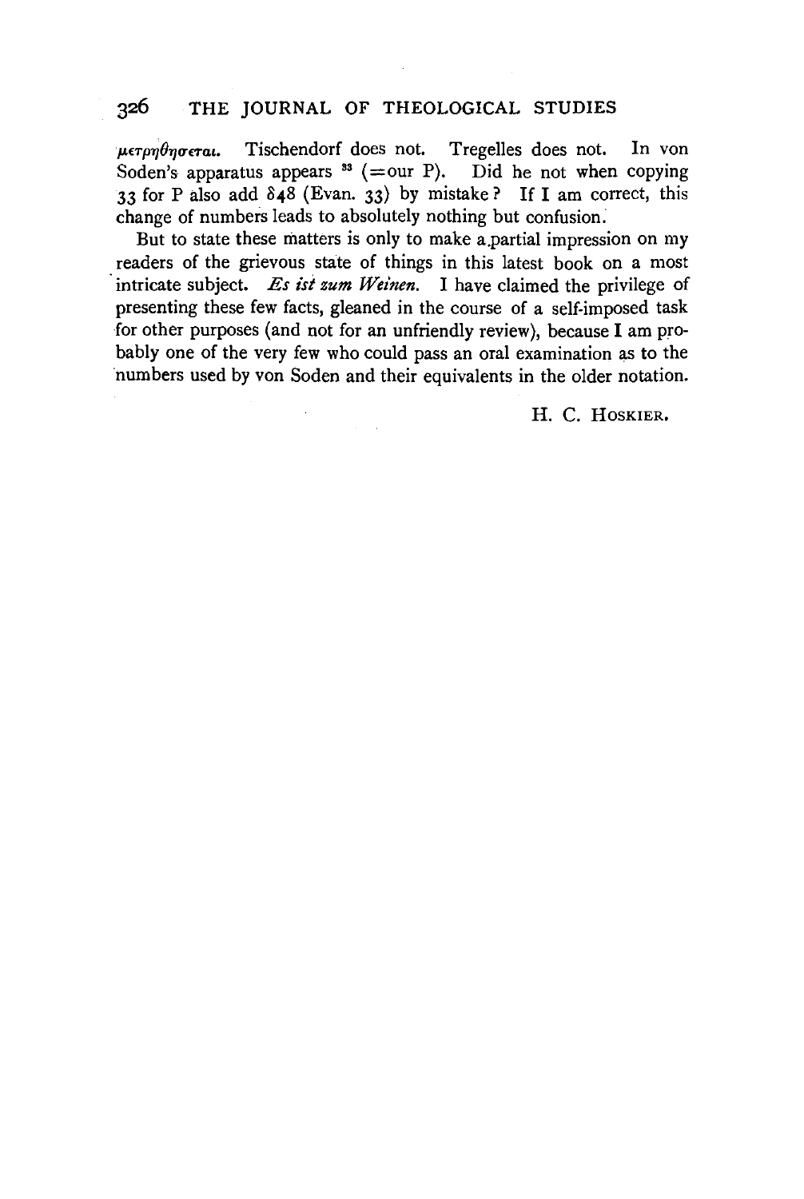μετρηθήσεται. Tischendorf does not. Tregelles does not. In von Soden's apparatus appears [33] (= our P). Did he not when copying 33 for P also add δ48 (Evan. 33) by mistake? If I am correct, this change of numbers leads to absolutely nothing but confusion.

But to state these matters is only to make a partial impression on my readers of the grievous state of things in this latest book on a most intricate subject. *Es ist zum Weinen.* I have claimed the privilege of presenting these few facts, gleaned in the course of a self-imposed task for other purposes (and not for an unfriendly review), because I am probably one of the very few who could pass an oral examination as to the numbers used by von Soden and their equivalents in the older notation.

H. C. Hoskier.